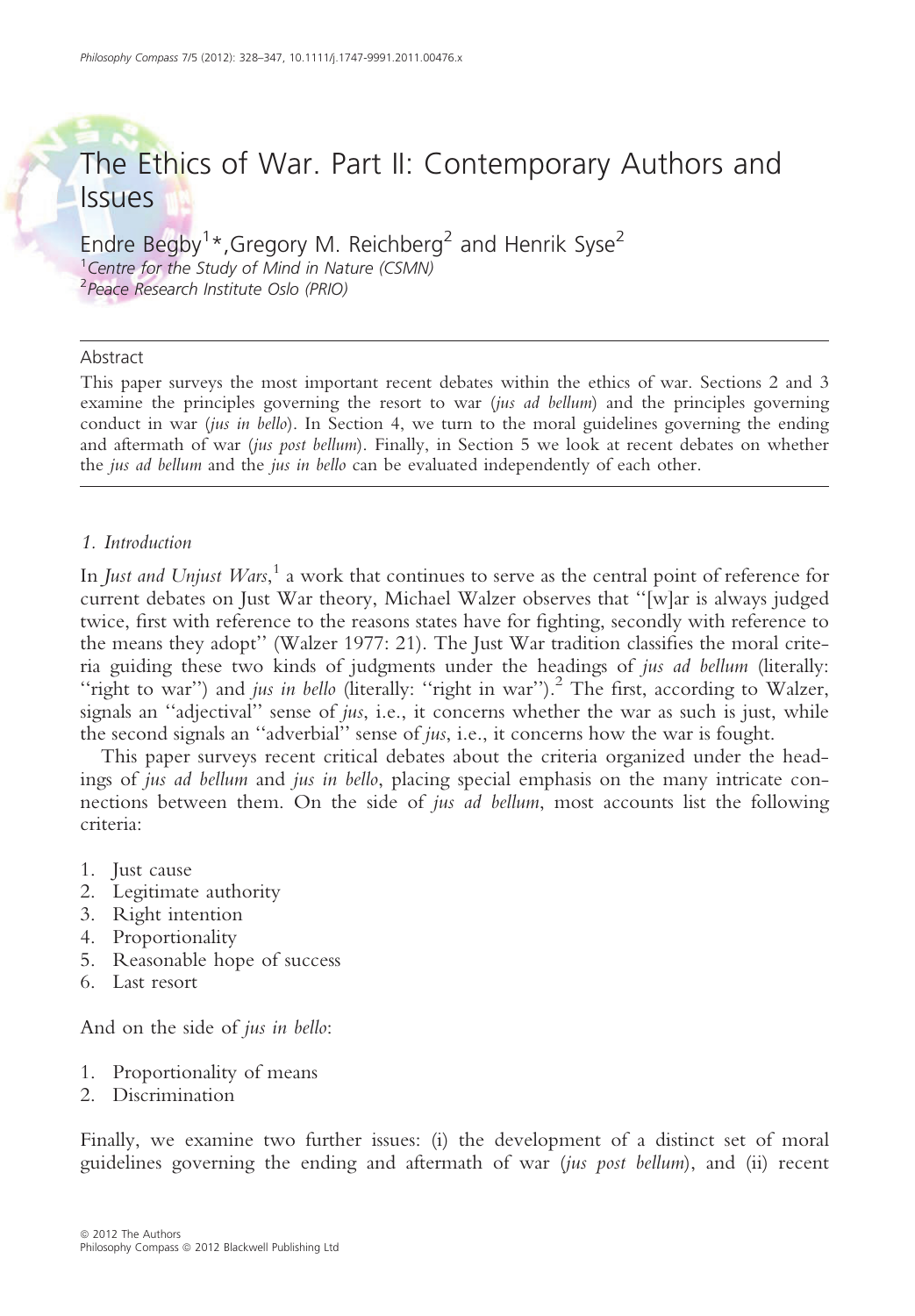# The Ethics of War. Part II: Contemporary Authors and Issues

Endre Begby[1]*, Gregory M. Reichberg[2] and Henrik Syse[2]

[1]*Centre for the Study of Mind in Nature (CSMN)*
[2]*Peace Research Institute Oslo (PRIO)*

## Abstract

This paper surveys the most important recent debates within the ethics of war. Sections 2 and 3 examine the principles governing the resort to war (*jus ad bellum*) and the principles governing conduct in war (*jus in bello*). In Section 4, we turn to the moral guidelines governing the ending and aftermath of war (*jus post bellum*). Finally, in Section 5 we look at recent debates on whether the *jus ad bellum* and the *jus in bello* can be evaluated independently of each other.

## *1. Introduction*

In *Just and Unjust Wars*,[1] a work that continues to serve as the central point of reference for current debates on Just War theory, Michael Walzer observes that "[w]ar is always judged twice, first with reference to the reasons states have for fighting, secondly with reference to the means they adopt" (Walzer 1977: 21). The Just War tradition classifies the moral criteria guiding these two kinds of judgments under the headings of *jus ad bellum* (literally: "right to war") and *jus in bello* (literally: "right in war").[2] The first, according to Walzer, signals an "adjectival" sense of *jus*, i.e., it concerns whether the war as such is just, while the second signals an "adverbial" sense of *jus*, i.e., it concerns how the war is fought.

This paper surveys recent critical debates about the criteria organized under the headings of *jus ad bellum* and *jus in bello*, placing special emphasis on the many intricate connections between them. On the side of *jus ad bellum*, most accounts list the following criteria:

1. Just cause
2. Legitimate authority
3. Right intention
4. Proportionality
5. Reasonable hope of success
6. Last resort

And on the side of *jus in bello*:

1. Proportionality of means
2. Discrimination

Finally, we examine two further issues: (i) the development of a distinct set of moral guidelines governing the ending and aftermath of war (*jus post bellum*), and (ii) recent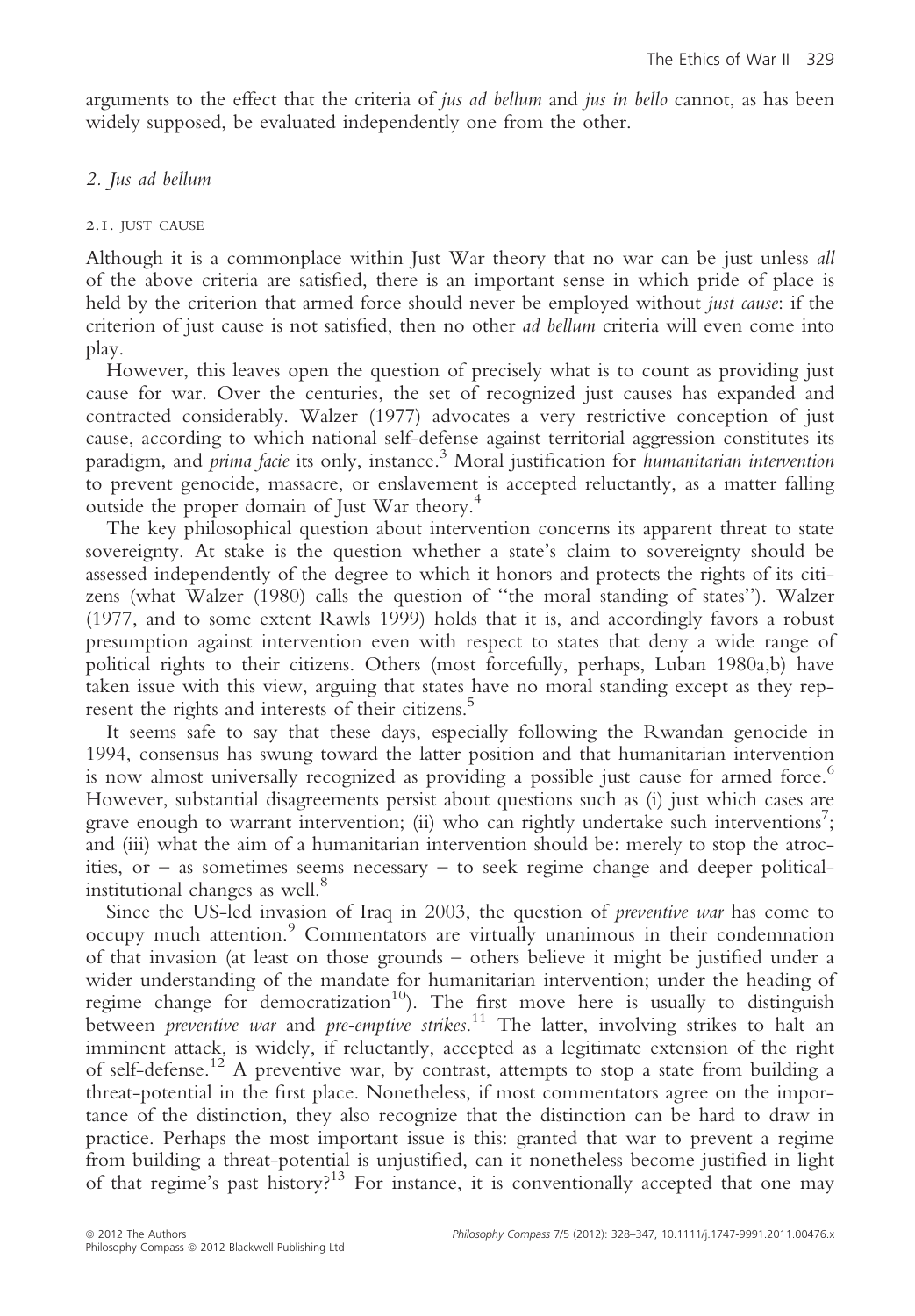arguments to the effect that the criteria of *jus ad bellum* and *jus in bello* cannot, as has been widely supposed, be evaluated independently one from the other.

## 2. *Jus ad bellum*

### 2.1. JUST CAUSE

Although it is a commonplace within Just War theory that no war can be just unless *all* of the above criteria are satisfied, there is an important sense in which pride of place is held by the criterion that armed force should never be employed without *just cause*: if the criterion of just cause is not satisfied, then no other *ad bellum* criteria will even come into play.

However, this leaves open the question of precisely what is to count as providing just cause for war. Over the centuries, the set of recognized just causes has expanded and contracted considerably. Walzer (1977) advocates a very restrictive conception of just cause, according to which national self-defense against territorial aggression constitutes its paradigm, and *prima facie* its only, instance.[3] Moral justification for *humanitarian intervention* to prevent genocide, massacre, or enslavement is accepted reluctantly, as a matter falling outside the proper domain of Just War theory.[4]

The key philosophical question about intervention concerns its apparent threat to state sovereignty. At stake is the question whether a state's claim to sovereignty should be assessed independently of the degree to which it honors and protects the rights of its citizens (what Walzer (1980) calls the question of "the moral standing of states"). Walzer (1977, and to some extent Rawls 1999) holds that it is, and accordingly favors a robust presumption against intervention even with respect to states that deny a wide range of political rights to their citizens. Others (most forcefully, perhaps, Luban 1980a,b) have taken issue with this view, arguing that states have no moral standing except as they represent the rights and interests of their citizens.[5]

It seems safe to say that these days, especially following the Rwandan genocide in 1994, consensus has swung toward the latter position and that humanitarian intervention is now almost universally recognized as providing a possible just cause for armed force.[6] However, substantial disagreements persist about questions such as (i) just which cases are grave enough to warrant intervention; (ii) who can rightly undertake such interventions[7]; and (iii) what the aim of a humanitarian intervention should be: merely to stop the atrocities, or – as sometimes seems necessary – to seek regime change and deeper political-institutional changes as well.[8]

Since the US-led invasion of Iraq in 2003, the question of *preventive war* has come to occupy much attention.[9] Commentators are virtually unanimous in their condemnation of that invasion (at least on those grounds – others believe it might be justified under a wider understanding of the mandate for humanitarian intervention; under the heading of regime change for democratization[10]). The first move here is usually to distinguish between *preventive war* and *pre-emptive strikes*.[11] The latter, involving strikes to halt an imminent attack, is widely, if reluctantly, accepted as a legitimate extension of the right of self-defense.[12] A preventive war, by contrast, attempts to stop a state from building a threat-potential in the first place. Nonetheless, if most commentators agree on the importance of the distinction, they also recognize that the distinction can be hard to draw in practice. Perhaps the most important issue is this: granted that war to prevent a regime from building a threat-potential is unjustified, can it nonetheless become justified in light of that regime's past history?[13] For instance, it is conventionally accepted that one may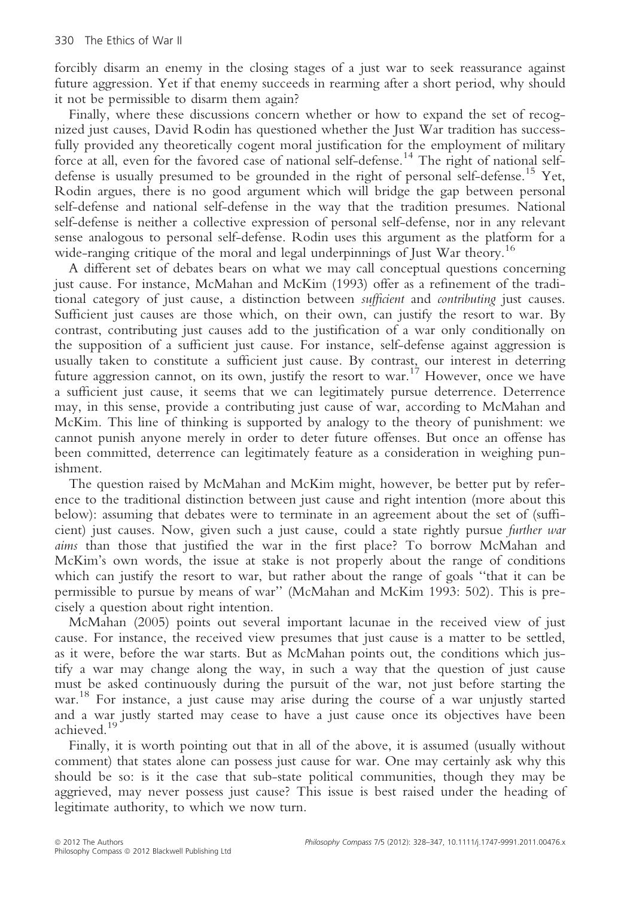forcibly disarm an enemy in the closing stages of a just war to seek reassurance against future aggression. Yet if that enemy succeeds in rearming after a short period, why should it not be permissible to disarm them again?

Finally, where these discussions concern whether or how to expand the set of recognized just causes, David Rodin has questioned whether the Just War tradition has successfully provided any theoretically cogent moral justification for the employment of military force at all, even for the favored case of national self-defense.[14] The right of national self-defense is usually presumed to be grounded in the right of personal self-defense.[15] Yet, Rodin argues, there is no good argument which will bridge the gap between personal self-defense and national self-defense in the way that the tradition presumes. National self-defense is neither a collective expression of personal self-defense, nor in any relevant sense analogous to personal self-defense. Rodin uses this argument as the platform for a wide-ranging critique of the moral and legal underpinnings of Just War theory.[16]

A different set of debates bears on what we may call conceptual questions concerning just cause. For instance, McMahan and McKim (1993) offer as a refinement of the traditional category of just cause, a distinction between *sufficient* and *contributing* just causes. Sufficient just causes are those which, on their own, can justify the resort to war. By contrast, contributing just causes add to the justification of a war only conditionally on the supposition of a sufficient just cause. For instance, self-defense against aggression is usually taken to constitute a sufficient just cause. By contrast, our interest in deterring future aggression cannot, on its own, justify the resort to war.[17] However, once we have a sufficient just cause, it seems that we can legitimately pursue deterrence. Deterrence may, in this sense, provide a contributing just cause of war, according to McMahan and McKim. This line of thinking is supported by analogy to the theory of punishment: we cannot punish anyone merely in order to deter future offenses. But once an offense has been committed, deterrence can legitimately feature as a consideration in weighing punishment.

The question raised by McMahan and McKim might, however, be better put by reference to the traditional distinction between just cause and right intention (more about this below): assuming that debates were to terminate in an agreement about the set of (sufficient) just causes. Now, given such a just cause, could a state rightly pursue *further war aims* than those that justified the war in the first place? To borrow McMahan and McKim's own words, the issue at stake is not properly about the range of conditions which can justify the resort to war, but rather about the range of goals ''that it can be permissible to pursue by means of war'' (McMahan and McKim 1993: 502). This is precisely a question about right intention.

McMahan (2005) points out several important lacunae in the received view of just cause. For instance, the received view presumes that just cause is a matter to be settled, as it were, before the war starts. But as McMahan points out, the conditions which justify a war may change along the way, in such a way that the question of just cause must be asked continuously during the pursuit of the war, not just before starting the war.[18] For instance, a just cause may arise during the course of a war unjustly started and a war justly started may cease to have a just cause once its objectives have been achieved.[19]

Finally, it is worth pointing out that in all of the above, it is assumed (usually without comment) that states alone can possess just cause for war. One may certainly ask why this should be so: is it the case that sub-state political communities, though they may be aggrieved, may never possess just cause? This issue is best raised under the heading of legitimate authority, to which we now turn.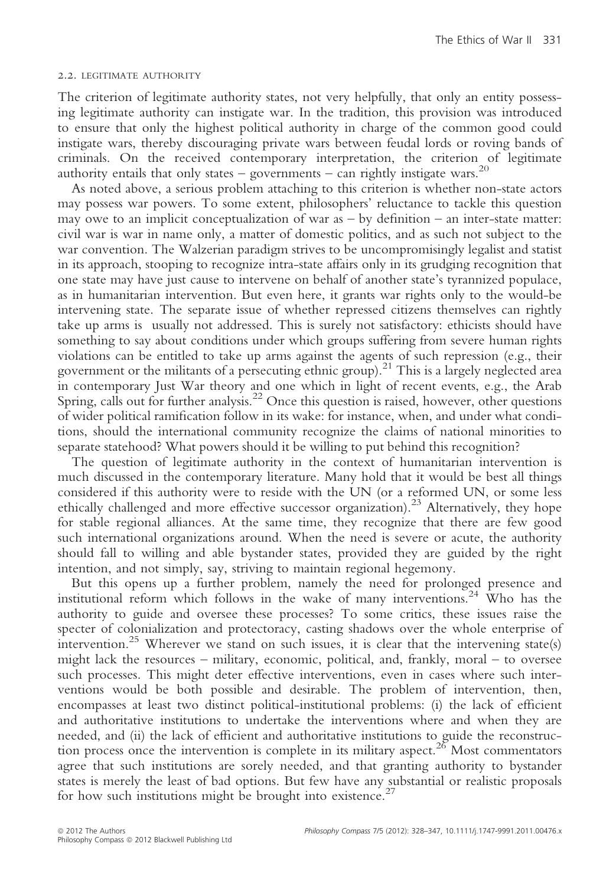### 2.2. LEGITIMATE AUTHORITY

The criterion of legitimate authority states, not very helpfully, that only an entity possessing legitimate authority can instigate war. In the tradition, this provision was introduced to ensure that only the highest political authority in charge of the common good could instigate wars, thereby discouraging private wars between feudal lords or roving bands of criminals. On the received contemporary interpretation, the criterion of legitimate authority entails that only states – governments – can rightly instigate wars.[20]

As noted above, a serious problem attaching to this criterion is whether non-state actors may possess war powers. To some extent, philosophers' reluctance to tackle this question may owe to an implicit conceptualization of war as – by definition – an inter-state matter: civil war is war in name only, a matter of domestic politics, and as such not subject to the war convention. The Walzerian paradigm strives to be uncompromisingly legalist and statist in its approach, stooping to recognize intra-state affairs only in its grudging recognition that one state may have just cause to intervene on behalf of another state's tyrannized populace, as in humanitarian intervention. But even here, it grants war rights only to the would-be intervening state. The separate issue of whether repressed citizens themselves can rightly take up arms is usually not addressed. This is surely not satisfactory: ethicists should have something to say about conditions under which groups suffering from severe human rights violations can be entitled to take up arms against the agents of such repression (e.g., their government or the militants of a persecuting ethnic group).[21] This is a largely neglected area in contemporary Just War theory and one which in light of recent events, e.g., the Arab Spring, calls out for further analysis.[22] Once this question is raised, however, other questions of wider political ramification follow in its wake: for instance, when, and under what conditions, should the international community recognize the claims of national minorities to separate statehood? What powers should it be willing to put behind this recognition?

The question of legitimate authority in the context of humanitarian intervention is much discussed in the contemporary literature. Many hold that it would be best all things considered if this authority were to reside with the UN (or a reformed UN, or some less ethically challenged and more effective successor organization).[23] Alternatively, they hope for stable regional alliances. At the same time, they recognize that there are few good such international organizations around. When the need is severe or acute, the authority should fall to willing and able bystander states, provided they are guided by the right intention, and not simply, say, striving to maintain regional hegemony.

But this opens up a further problem, namely the need for prolonged presence and institutional reform which follows in the wake of many interventions.[24] Who has the authority to guide and oversee these processes? To some critics, these issues raise the specter of colonialization and protectoracy, casting shadows over the whole enterprise of intervention.[25] Wherever we stand on such issues, it is clear that the intervening state(s) might lack the resources – military, economic, political, and, frankly, moral – to oversee such processes. This might deter effective interventions, even in cases where such interventions would be both possible and desirable. The problem of intervention, then, encompasses at least two distinct political-institutional problems: (i) the lack of efficient and authoritative institutions to undertake the interventions where and when they are needed, and (ii) the lack of efficient and authoritative institutions to guide the reconstruction process once the intervention is complete in its military aspect.[26] Most commentators agree that such institutions are sorely needed, and that granting authority to bystander states is merely the least of bad options. But few have any substantial or realistic proposals for how such institutions might be brought into existence.[27]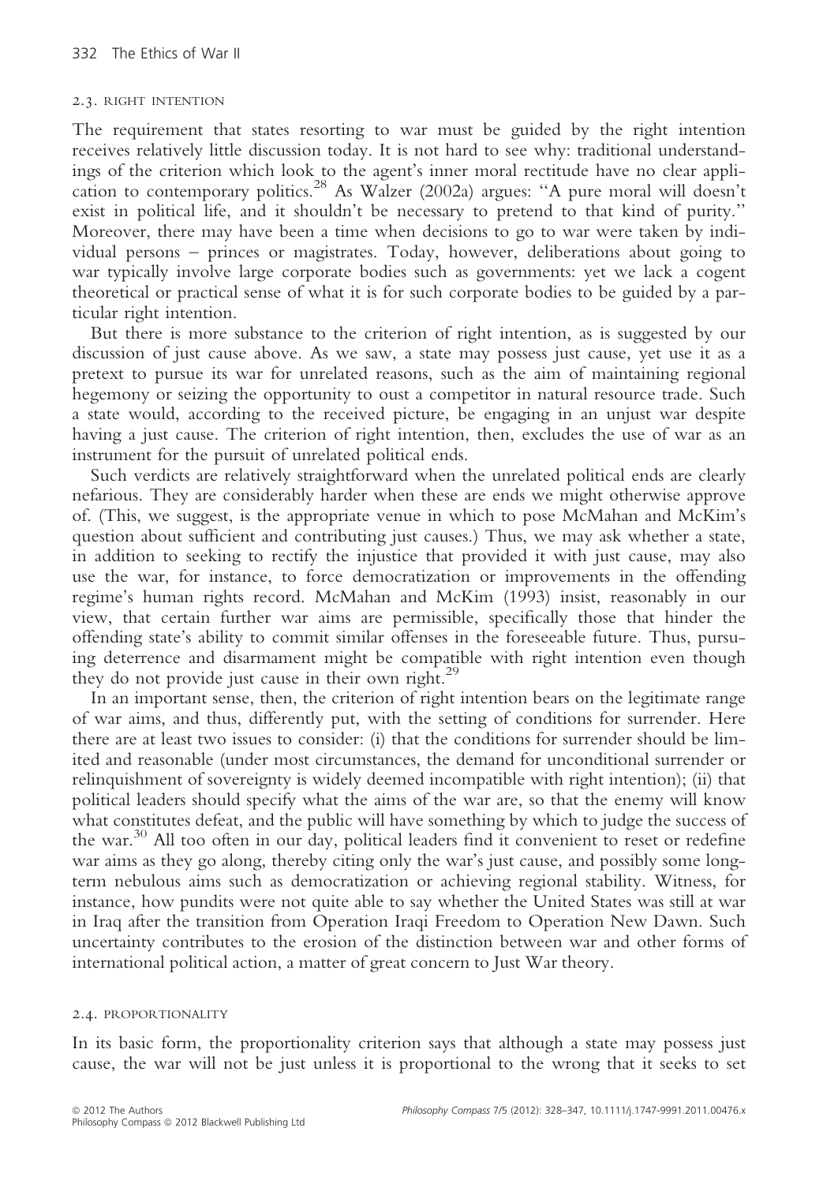### 2.3. RIGHT INTENTION

The requirement that states resorting to war must be guided by the right intention receives relatively little discussion today. It is not hard to see why: traditional understandings of the criterion which look to the agent's inner moral rectitude have no clear application to contemporary politics.[28] As Walzer (2002a) argues: "A pure moral will doesn't exist in political life, and it shouldn't be necessary to pretend to that kind of purity." Moreover, there may have been a time when decisions to go to war were taken by individual persons – princes or magistrates. Today, however, deliberations about going to war typically involve large corporate bodies such as governments: yet we lack a cogent theoretical or practical sense of what it is for such corporate bodies to be guided by a particular right intention.

But there is more substance to the criterion of right intention, as is suggested by our discussion of just cause above. As we saw, a state may possess just cause, yet use it as a pretext to pursue its war for unrelated reasons, such as the aim of maintaining regional hegemony or seizing the opportunity to oust a competitor in natural resource trade. Such a state would, according to the received picture, be engaging in an unjust war despite having a just cause. The criterion of right intention, then, excludes the use of war as an instrument for the pursuit of unrelated political ends.

Such verdicts are relatively straightforward when the unrelated political ends are clearly nefarious. They are considerably harder when these are ends we might otherwise approve of. (This, we suggest, is the appropriate venue in which to pose McMahan and McKim's question about sufficient and contributing just causes.) Thus, we may ask whether a state, in addition to seeking to rectify the injustice that provided it with just cause, may also use the war, for instance, to force democratization or improvements in the offending regime's human rights record. McMahan and McKim (1993) insist, reasonably in our view, that certain further war aims are permissible, specifically those that hinder the offending state's ability to commit similar offenses in the foreseeable future. Thus, pursuing deterrence and disarmament might be compatible with right intention even though they do not provide just cause in their own right.[29]

In an important sense, then, the criterion of right intention bears on the legitimate range of war aims, and thus, differently put, with the setting of conditions for surrender. Here there are at least two issues to consider: (i) that the conditions for surrender should be limited and reasonable (under most circumstances, the demand for unconditional surrender or relinquishment of sovereignty is widely deemed incompatible with right intention); (ii) that political leaders should specify what the aims of the war are, so that the enemy will know what constitutes defeat, and the public will have something by which to judge the success of the war.[30] All too often in our day, political leaders find it convenient to reset or redefine war aims as they go along, thereby citing only the war's just cause, and possibly some long-term nebulous aims such as democratization or achieving regional stability. Witness, for instance, how pundits were not quite able to say whether the United States was still at war in Iraq after the transition from Operation Iraqi Freedom to Operation New Dawn. Such uncertainty contributes to the erosion of the distinction between war and other forms of international political action, a matter of great concern to Just War theory.

### 2.4. PROPORTIONALITY

In its basic form, the proportionality criterion says that although a state may possess just cause, the war will not be just unless it is proportional to the wrong that it seeks to set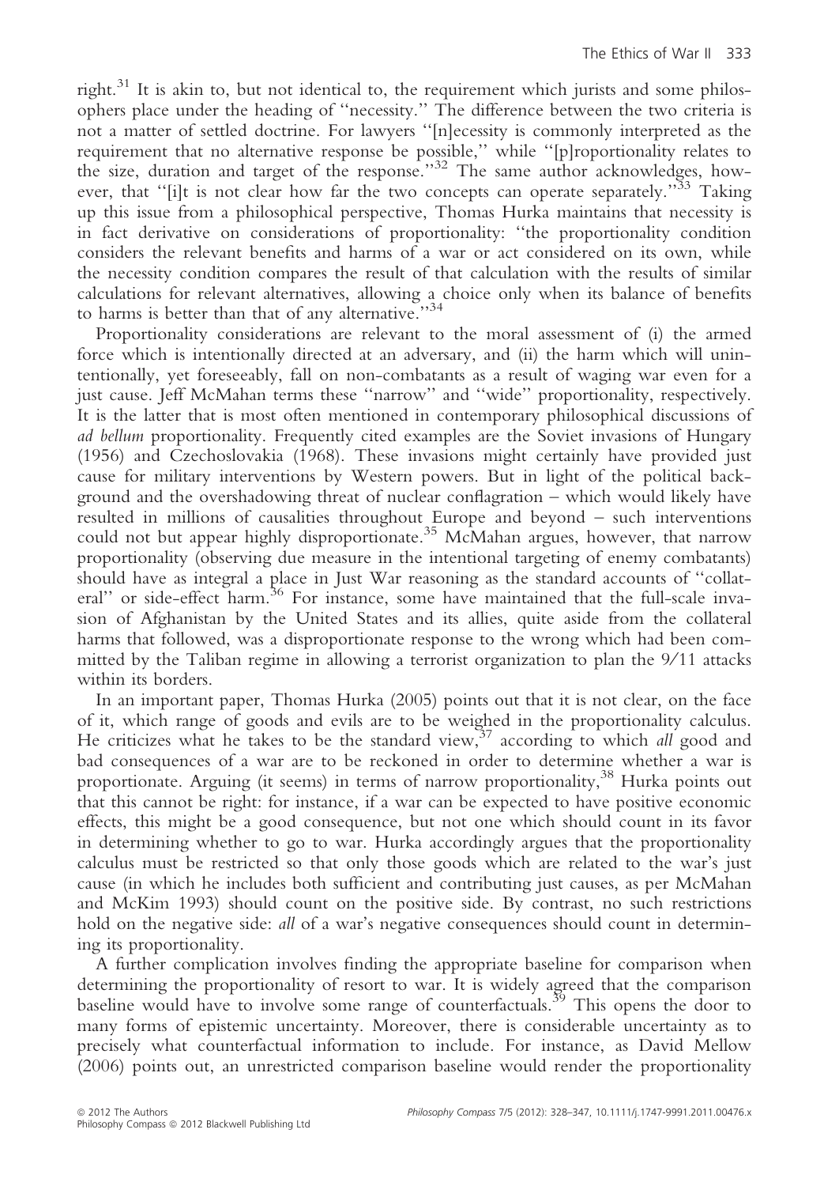right.[31] It is akin to, but not identical to, the requirement which jurists and some philosophers place under the heading of "necessity." The difference between the two criteria is not a matter of settled doctrine. For lawyers "[n]ecessity is commonly interpreted as the requirement that no alternative response be possible," while "[p]roportionality relates to the size, duration and target of the response."[32] The same author acknowledges, however, that "[i]t is not clear how far the two concepts can operate separately."[33] Taking up this issue from a philosophical perspective, Thomas Hurka maintains that necessity is in fact derivative on considerations of proportionality: "the proportionality condition considers the relevant benefits and harms of a war or act considered on its own, while the necessity condition compares the result of that calculation with the results of similar calculations for relevant alternatives, allowing a choice only when its balance of benefits to harms is better than that of any alternative."[34]

Proportionality considerations are relevant to the moral assessment of (i) the armed force which is intentionally directed at an adversary, and (ii) the harm which will unintentionally, yet foreseeably, fall on non-combatants as a result of waging war even for a just cause. Jeff McMahan terms these "narrow" and "wide" proportionality, respectively. It is the latter that is most often mentioned in contemporary philosophical discussions of *ad bellum* proportionality. Frequently cited examples are the Soviet invasions of Hungary (1956) and Czechoslovakia (1968). These invasions might certainly have provided just cause for military interventions by Western powers. But in light of the political background and the overshadowing threat of nuclear conflagration – which would likely have resulted in millions of causalities throughout Europe and beyond – such interventions could not but appear highly disproportionate.[35] McMahan argues, however, that narrow proportionality (observing due measure in the intentional targeting of enemy combatants) should have as integral a place in Just War reasoning as the standard accounts of "collateral" or side-effect harm.[36] For instance, some have maintained that the full-scale invasion of Afghanistan by the United States and its allies, quite aside from the collateral harms that followed, was a disproportionate response to the wrong which had been committed by the Taliban regime in allowing a terrorist organization to plan the 9/11 attacks within its borders.

In an important paper, Thomas Hurka (2005) points out that it is not clear, on the face of it, which range of goods and evils are to be weighed in the proportionality calculus. He criticizes what he takes to be the standard view,[37] according to which *all* good and bad consequences of a war are to be reckoned in order to determine whether a war is proportionate. Arguing (it seems) in terms of narrow proportionality,[38] Hurka points out that this cannot be right: for instance, if a war can be expected to have positive economic effects, this might be a good consequence, but not one which should count in its favor in determining whether to go to war. Hurka accordingly argues that the proportionality calculus must be restricted so that only those goods which are related to the war's just cause (in which he includes both sufficient and contributing just causes, as per McMahan and McKim 1993) should count on the positive side. By contrast, no such restrictions hold on the negative side: *all* of a war's negative consequences should count in determining its proportionality.

A further complication involves finding the appropriate baseline for comparison when determining the proportionality of resort to war. It is widely agreed that the comparison baseline would have to involve some range of counterfactuals.[39] This opens the door to many forms of epistemic uncertainty. Moreover, there is considerable uncertainty as to precisely what counterfactual information to include. For instance, as David Mellow (2006) points out, an unrestricted comparison baseline would render the proportionality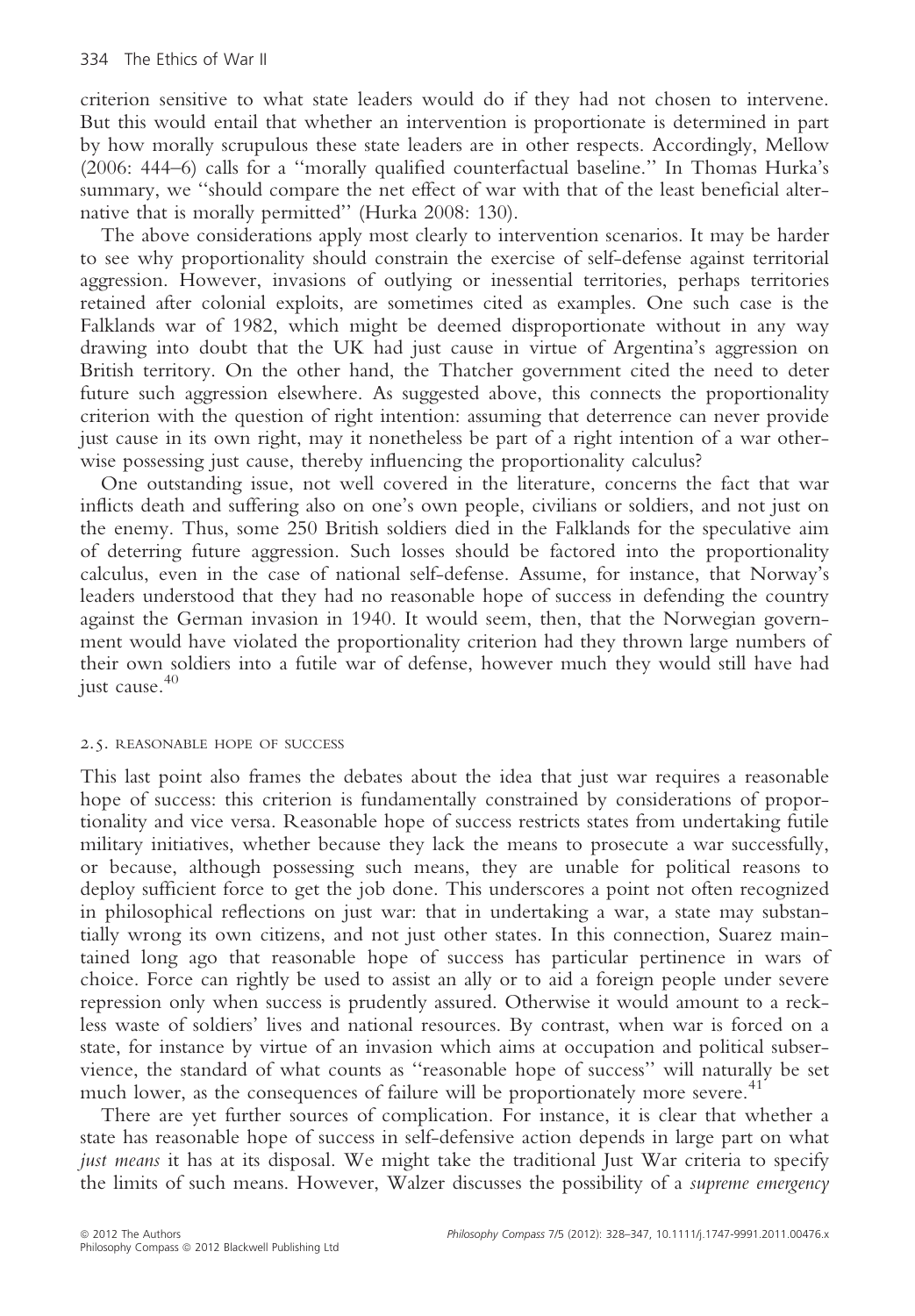criterion sensitive to what state leaders would do if they had not chosen to intervene. But this would entail that whether an intervention is proportionate is determined in part by how morally scrupulous these state leaders are in other respects. Accordingly, Mellow (2006: 444–6) calls for a ''morally qualified counterfactual baseline.'' In Thomas Hurka's summary, we ''should compare the net effect of war with that of the least beneficial alternative that is morally permitted'' (Hurka 2008: 130).

The above considerations apply most clearly to intervention scenarios. It may be harder to see why proportionality should constrain the exercise of self-defense against territorial aggression. However, invasions of outlying or inessential territories, perhaps territories retained after colonial exploits, are sometimes cited as examples. One such case is the Falklands war of 1982, which might be deemed disproportionate without in any way drawing into doubt that the UK had just cause in virtue of Argentina's aggression on British territory. On the other hand, the Thatcher government cited the need to deter future such aggression elsewhere. As suggested above, this connects the proportionality criterion with the question of right intention: assuming that deterrence can never provide just cause in its own right, may it nonetheless be part of a right intention of a war otherwise possessing just cause, thereby influencing the proportionality calculus?

One outstanding issue, not well covered in the literature, concerns the fact that war inflicts death and suffering also on one's own people, civilians or soldiers, and not just on the enemy. Thus, some 250 British soldiers died in the Falklands for the speculative aim of deterring future aggression. Such losses should be factored into the proportionality calculus, even in the case of national self-defense. Assume, for instance, that Norway's leaders understood that they had no reasonable hope of success in defending the country against the German invasion in 1940. It would seem, then, that the Norwegian government would have violated the proportionality criterion had they thrown large numbers of their own soldiers into a futile war of defense, however much they would still have had just cause.[40]

### 2.5. Reasonable hope of success

This last point also frames the debates about the idea that just war requires a reasonable hope of success: this criterion is fundamentally constrained by considerations of proportionality and vice versa. Reasonable hope of success restricts states from undertaking futile military initiatives, whether because they lack the means to prosecute a war successfully, or because, although possessing such means, they are unable for political reasons to deploy sufficient force to get the job done. This underscores a point not often recognized in philosophical reflections on just war: that in undertaking a war, a state may substantially wrong its own citizens, and not just other states. In this connection, Suarez maintained long ago that reasonable hope of success has particular pertinence in wars of choice. Force can rightly be used to assist an ally or to aid a foreign people under severe repression only when success is prudently assured. Otherwise it would amount to a reckless waste of soldiers' lives and national resources. By contrast, when war is forced on a state, for instance by virtue of an invasion which aims at occupation and political subservience, the standard of what counts as ''reasonable hope of success'' will naturally be set much lower, as the consequences of failure will be proportionately more severe.[41]

There are yet further sources of complication. For instance, it is clear that whether a state has reasonable hope of success in self-defensive action depends in large part on what *just means* it has at its disposal. We might take the traditional Just War criteria to specify the limits of such means. However, Walzer discusses the possibility of a *supreme emergency*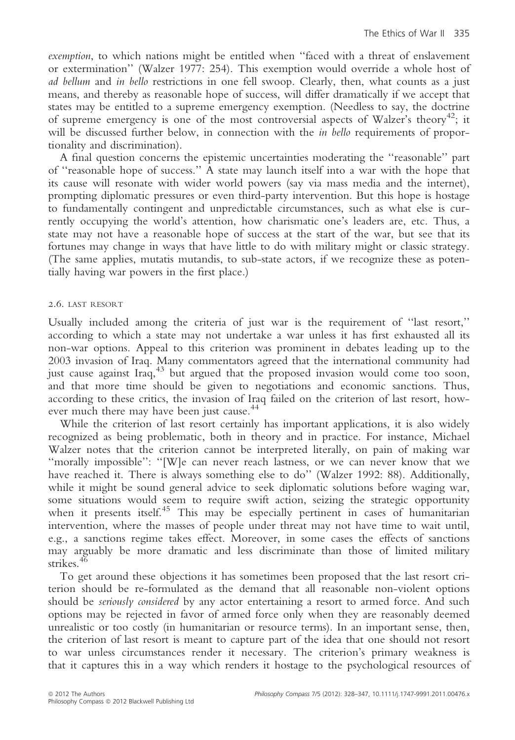*exemption*, to which nations might be entitled when ''faced with a threat of enslavement or extermination'' (Walzer 1977: 254). This exemption would override a whole host of *ad bellum* and *in bello* restrictions in one fell swoop. Clearly, then, what counts as a just means, and thereby as reasonable hope of success, will differ dramatically if we accept that states may be entitled to a supreme emergency exemption. (Needless to say, the doctrine of supreme emergency is one of the most controversial aspects of Walzer's theory[42]; it will be discussed further below, in connection with the *in bello* requirements of proportionality and discrimination).

A final question concerns the epistemic uncertainties moderating the ''reasonable'' part of ''reasonable hope of success.'' A state may launch itself into a war with the hope that its cause will resonate with wider world powers (say via mass media and the internet), prompting diplomatic pressures or even third-party intervention. But this hope is hostage to fundamentally contingent and unpredictable circumstances, such as what else is currently occupying the world's attention, how charismatic one's leaders are, etc. Thus, a state may not have a reasonable hope of success at the start of the war, but see that its fortunes may change in ways that have little to do with military might or classic strategy. (The same applies, mutatis mutandis, to sub-state actors, if we recognize these as potentially having war powers in the first place.)

### 2.6. Last resort

Usually included among the criteria of just war is the requirement of ''last resort,'' according to which a state may not undertake a war unless it has first exhausted all its non-war options. Appeal to this criterion was prominent in debates leading up to the 2003 invasion of Iraq. Many commentators agreed that the international community had just cause against Iraq,[43] but argued that the proposed invasion would come too soon, and that more time should be given to negotiations and economic sanctions. Thus, according to these critics, the invasion of Iraq failed on the criterion of last resort, however much there may have been just cause.[44]

While the criterion of last resort certainly has important applications, it is also widely recognized as being problematic, both in theory and in practice. For instance, Michael Walzer notes that the criterion cannot be interpreted literally, on pain of making war ''morally impossible'': ''[W]e can never reach lastness, or we can never know that we have reached it. There is always something else to do'' (Walzer 1992: 88). Additionally, while it might be sound general advice to seek diplomatic solutions before waging war, some situations would seem to require swift action, seizing the strategic opportunity when it presents itself.[45] This may be especially pertinent in cases of humanitarian intervention, where the masses of people under threat may not have time to wait until, e.g., a sanctions regime takes effect. Moreover, in some cases the effects of sanctions may arguably be more dramatic and less discriminate than those of limited military strikes.[46]

To get around these objections it has sometimes been proposed that the last resort criterion should be re-formulated as the demand that all reasonable non-violent options should be *seriously considered* by any actor entertaining a resort to armed force. And such options may be rejected in favor of armed force only when they are reasonably deemed unrealistic or too costly (in humanitarian or resource terms). In an important sense, then, the criterion of last resort is meant to capture part of the idea that one should not resort to war unless circumstances render it necessary. The criterion's primary weakness is that it captures this in a way which renders it hostage to the psychological resources of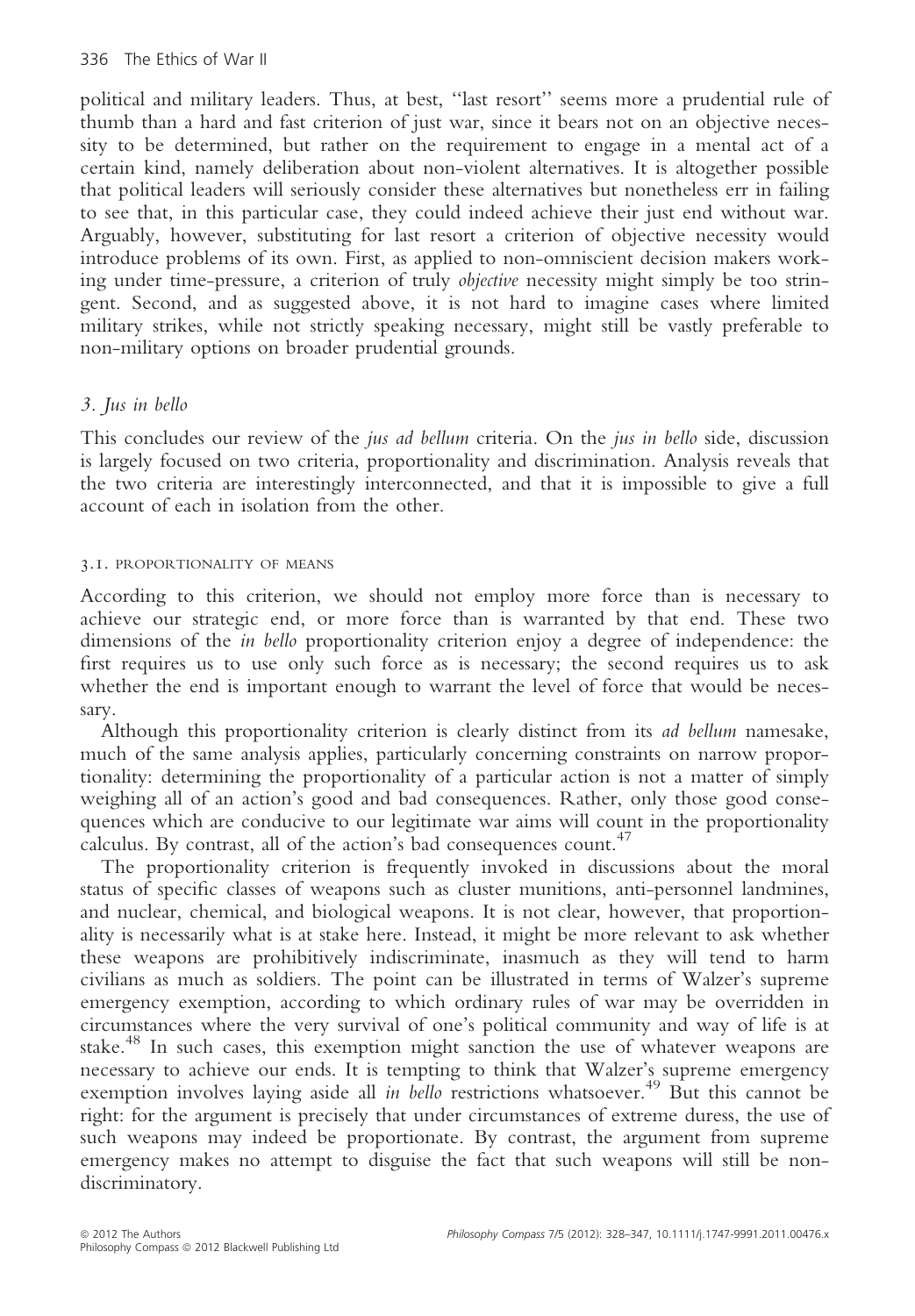political and military leaders. Thus, at best, ''last resort'' seems more a prudential rule of thumb than a hard and fast criterion of just war, since it bears not on an objective necessity to be determined, but rather on the requirement to engage in a mental act of a certain kind, namely deliberation about non-violent alternatives. It is altogether possible that political leaders will seriously consider these alternatives but nonetheless err in failing to see that, in this particular case, they could indeed achieve their just end without war. Arguably, however, substituting for last resort a criterion of objective necessity would introduce problems of its own. First, as applied to non-omniscient decision makers working under time-pressure, a criterion of truly *objective* necessity might simply be too stringent. Second, and as suggested above, it is not hard to imagine cases where limited military strikes, while not strictly speaking necessary, might still be vastly preferable to non-military options on broader prudential grounds.

## 3. *Jus in bello*

This concludes our review of the *jus ad bellum* criteria. On the *jus in bello* side, discussion is largely focused on two criteria, proportionality and discrimination. Analysis reveals that the two criteria are interestingly interconnected, and that it is impossible to give a full account of each in isolation from the other.

### 3.1. Proportionality of means

According to this criterion, we should not employ more force than is necessary to achieve our strategic end, or more force than is warranted by that end. These two dimensions of the *in bello* proportionality criterion enjoy a degree of independence: the first requires us to use only such force as is necessary; the second requires us to ask whether the end is important enough to warrant the level of force that would be necessary.

Although this proportionality criterion is clearly distinct from its *ad bellum* namesake, much of the same analysis applies, particularly concerning constraints on narrow proportionality: determining the proportionality of a particular action is not a matter of simply weighing all of an action's good and bad consequences. Rather, only those good consequences which are conducive to our legitimate war aims will count in the proportionality calculus. By contrast, all of the action's bad consequences count.[47]

The proportionality criterion is frequently invoked in discussions about the moral status of specific classes of weapons such as cluster munitions, anti-personnel landmines, and nuclear, chemical, and biological weapons. It is not clear, however, that proportionality is necessarily what is at stake here. Instead, it might be more relevant to ask whether these weapons are prohibitively indiscriminate, inasmuch as they will tend to harm civilians as much as soldiers. The point can be illustrated in terms of Walzer's supreme emergency exemption, according to which ordinary rules of war may be overridden in circumstances where the very survival of one's political community and way of life is at stake.[48] In such cases, this exemption might sanction the use of whatever weapons are necessary to achieve our ends. It is tempting to think that Walzer's supreme emergency exemption involves laying aside all *in bello* restrictions whatsoever.[49] But this cannot be right: for the argument is precisely that under circumstances of extreme duress, the use of such weapons may indeed be proportionate. By contrast, the argument from supreme emergency makes no attempt to disguise the fact that such weapons will still be non-discriminatory.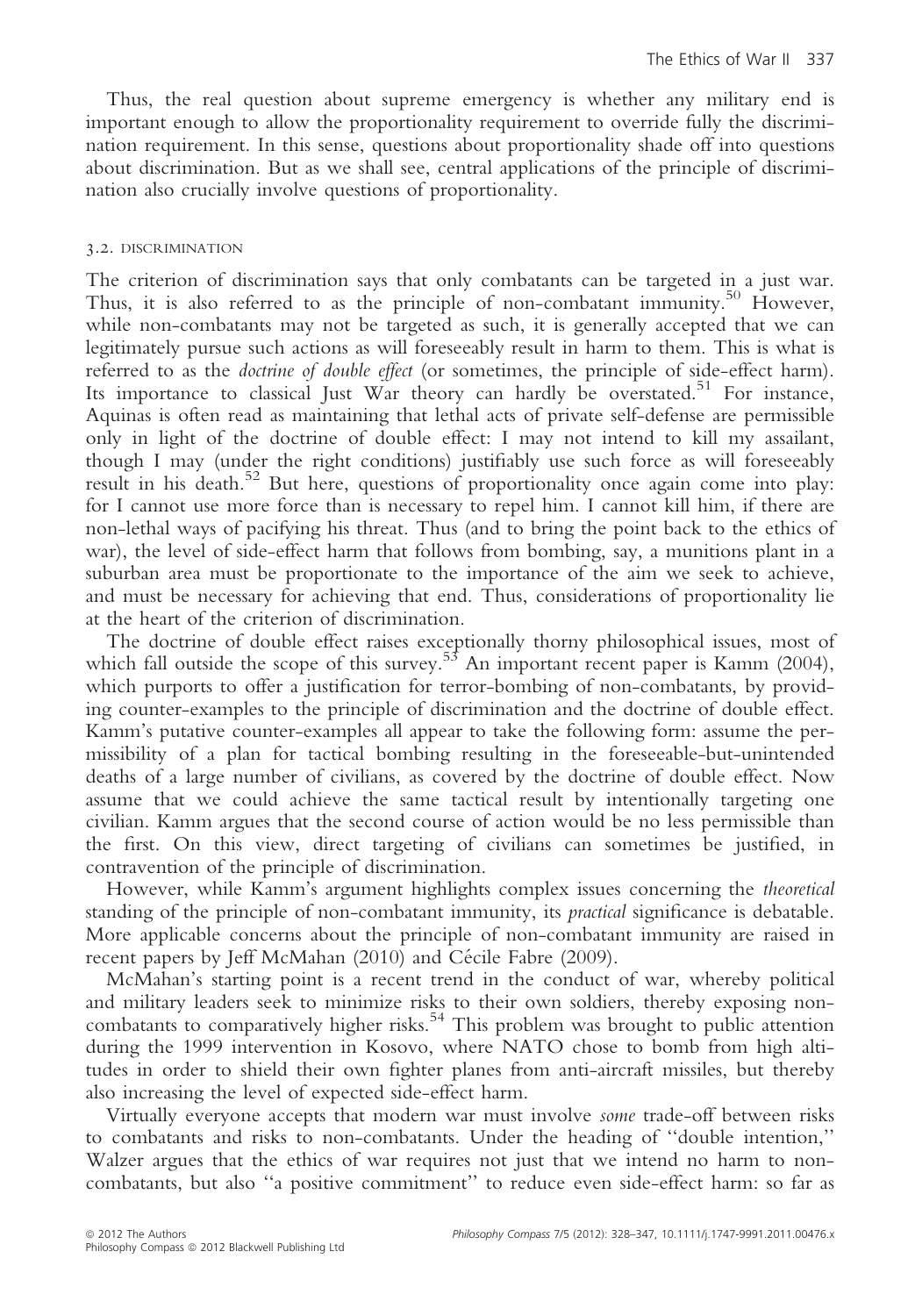Thus, the real question about supreme emergency is whether any military end is important enough to allow the proportionality requirement to override fully the discrimination requirement. In this sense, questions about proportionality shade off into questions about discrimination. But as we shall see, central applications of the principle of discrimination also crucially involve questions of proportionality.

### 3.2. DISCRIMINATION

The criterion of discrimination says that only combatants can be targeted in a just war. Thus, it is also referred to as the principle of non-combatant immunity.[50] However, while non-combatants may not be targeted as such, it is generally accepted that we can legitimately pursue such actions as will foreseeably result in harm to them. This is what is referred to as the *doctrine of double effect* (or sometimes, the principle of side-effect harm). Its importance to classical Just War theory can hardly be overstated.[51] For instance, Aquinas is often read as maintaining that lethal acts of private self-defense are permissible only in light of the doctrine of double effect: I may not intend to kill my assailant, though I may (under the right conditions) justifiably use such force as will foreseeably result in his death.[52] But here, questions of proportionality once again come into play: for I cannot use more force than is necessary to repel him. I cannot kill him, if there are non-lethal ways of pacifying his threat. Thus (and to bring the point back to the ethics of war), the level of side-effect harm that follows from bombing, say, a munitions plant in a suburban area must be proportionate to the importance of the aim we seek to achieve, and must be necessary for achieving that end. Thus, considerations of proportionality lie at the heart of the criterion of discrimination.

The doctrine of double effect raises exceptionally thorny philosophical issues, most of which fall outside the scope of this survey.[53] An important recent paper is Kamm (2004), which purports to offer a justification for terror-bombing of non-combatants, by providing counter-examples to the principle of discrimination and the doctrine of double effect. Kamm's putative counter-examples all appear to take the following form: assume the permissibility of a plan for tactical bombing resulting in the foreseeable-but-unintended deaths of a large number of civilians, as covered by the doctrine of double effect. Now assume that we could achieve the same tactical result by intentionally targeting one civilian. Kamm argues that the second course of action would be no less permissible than the first. On this view, direct targeting of civilians can sometimes be justified, in contravention of the principle of discrimination.

However, while Kamm's argument highlights complex issues concerning the *theoretical* standing of the principle of non-combatant immunity, its *practical* significance is debatable. More applicable concerns about the principle of non-combatant immunity are raised in recent papers by Jeff McMahan (2010) and Cécile Fabre (2009).

McMahan's starting point is a recent trend in the conduct of war, whereby political and military leaders seek to minimize risks to their own soldiers, thereby exposing non-combatants to comparatively higher risks.[54] This problem was brought to public attention during the 1999 intervention in Kosovo, where NATO chose to bomb from high altitudes in order to shield their own fighter planes from anti-aircraft missiles, but thereby also increasing the level of expected side-effect harm.

Virtually everyone accepts that modern war must involve *some* trade-off between risks to combatants and risks to non-combatants. Under the heading of ''double intention,'' Walzer argues that the ethics of war requires not just that we intend no harm to non-combatants, but also ''a positive commitment'' to reduce even side-effect harm: so far as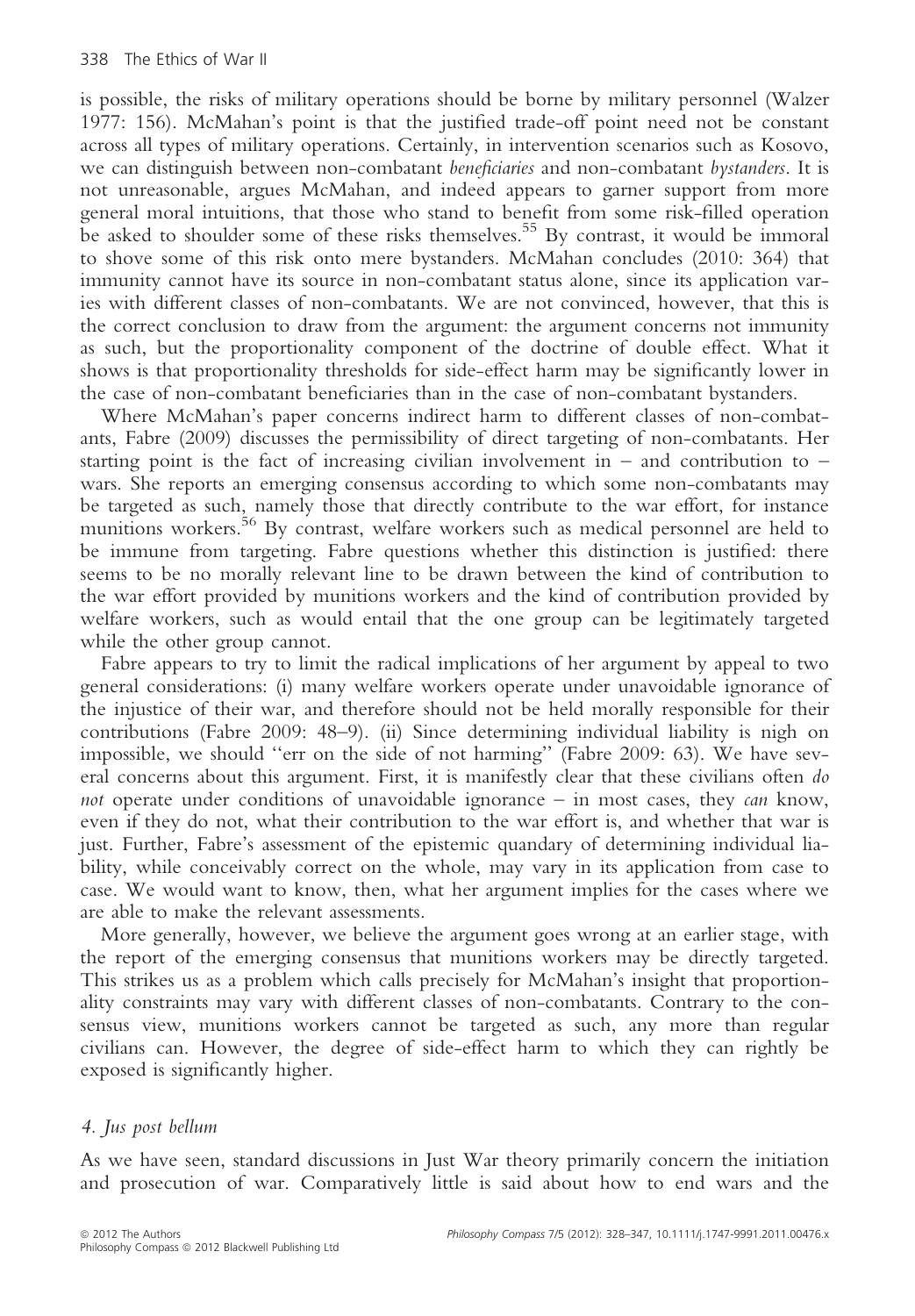is possible, the risks of military operations should be borne by military personnel (Walzer 1977: 156). McMahan's point is that the justified trade-off point need not be constant across all types of military operations. Certainly, in intervention scenarios such as Kosovo, we can distinguish between non-combatant *beneficiaries* and non-combatant *bystanders*. It is not unreasonable, argues McMahan, and indeed appears to garner support from more general moral intuitions, that those who stand to benefit from some risk-filled operation be asked to shoulder some of these risks themselves.[55] By contrast, it would be immoral to shove some of this risk onto mere bystanders. McMahan concludes (2010: 364) that immunity cannot have its source in non-combatant status alone, since its application varies with different classes of non-combatants. We are not convinced, however, that this is the correct conclusion to draw from the argument: the argument concerns not immunity as such, but the proportionality component of the doctrine of double effect. What it shows is that proportionality thresholds for side-effect harm may be significantly lower in the case of non-combatant beneficiaries than in the case of non-combatant bystanders.

Where McMahan's paper concerns indirect harm to different classes of non-combatants, Fabre (2009) discusses the permissibility of direct targeting of non-combatants. Her starting point is the fact of increasing civilian involvement in – and contribution to – wars. She reports an emerging consensus according to which some non-combatants may be targeted as such, namely those that directly contribute to the war effort, for instance munitions workers.[56] By contrast, welfare workers such as medical personnel are held to be immune from targeting. Fabre questions whether this distinction is justified: there seems to be no morally relevant line to be drawn between the kind of contribution to the war effort provided by munitions workers and the kind of contribution provided by welfare workers, such as would entail that the one group can be legitimately targeted while the other group cannot.

Fabre appears to try to limit the radical implications of her argument by appeal to two general considerations: (i) many welfare workers operate under unavoidable ignorance of the injustice of their war, and therefore should not be held morally responsible for their contributions (Fabre 2009: 48–9). (ii) Since determining individual liability is nigh on impossible, we should "err on the side of not harming" (Fabre 2009: 63). We have several concerns about this argument. First, it is manifestly clear that these civilians often *do not* operate under conditions of unavoidable ignorance – in most cases, they *can* know, even if they do not, what their contribution to the war effort is, and whether that war is just. Further, Fabre's assessment of the epistemic quandary of determining individual liability, while conceivably correct on the whole, may vary in its application from case to case. We would want to know, then, what her argument implies for the cases where we are able to make the relevant assessments.

More generally, however, we believe the argument goes wrong at an earlier stage, with the report of the emerging consensus that munitions workers may be directly targeted. This strikes us as a problem which calls precisely for McMahan's insight that proportionality constraints may vary with different classes of non-combatants. Contrary to the consensus view, munitions workers cannot be targeted as such, any more than regular civilians can. However, the degree of side-effect harm to which they can rightly be exposed is significantly higher.

## 4. *Jus post bellum*

As we have seen, standard discussions in Just War theory primarily concern the initiation and prosecution of war. Comparatively little is said about how to end wars and the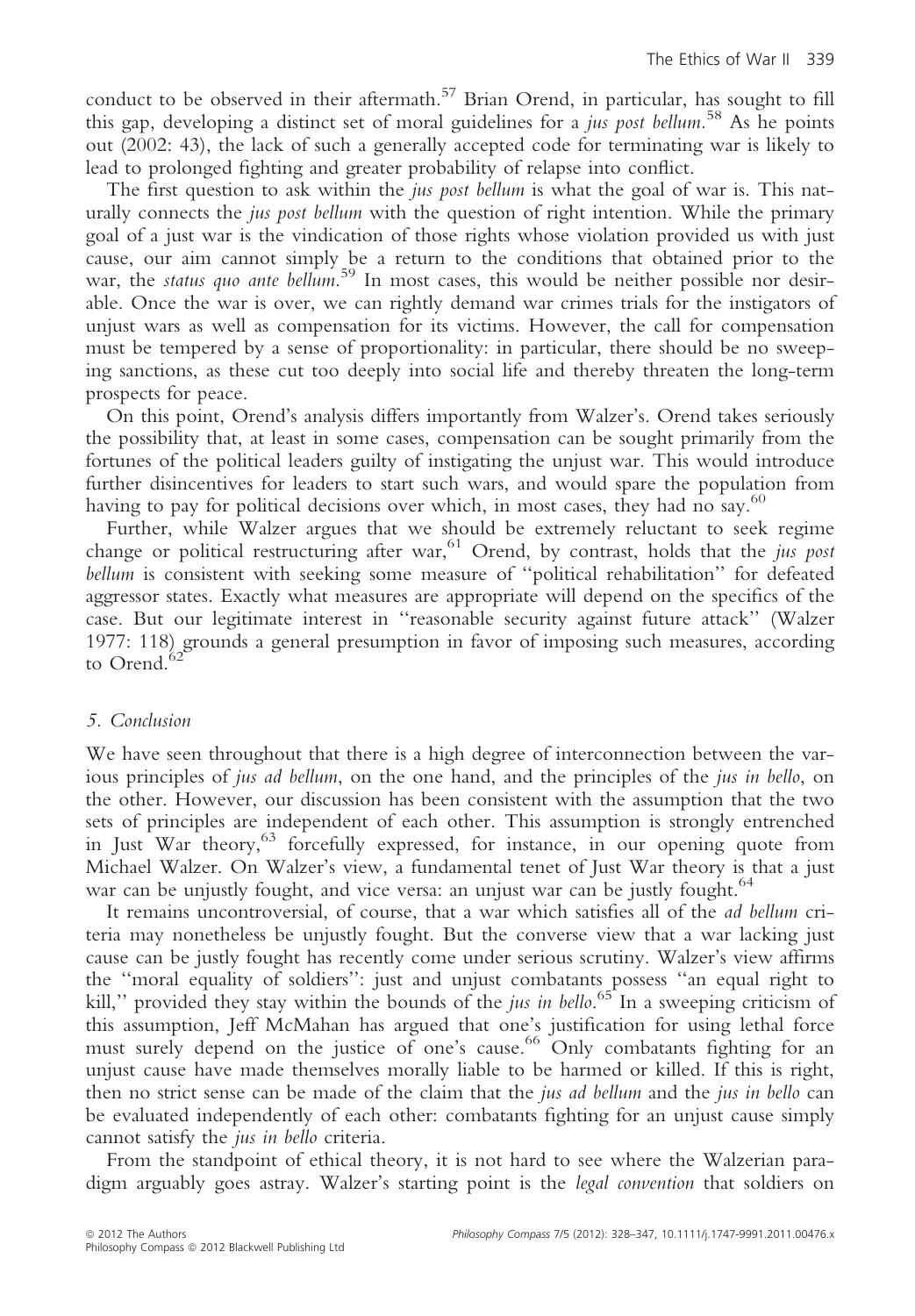conduct to be observed in their aftermath.[57] Brian Orend, in particular, has sought to fill this gap, developing a distinct set of moral guidelines for a *jus post bellum*.[58] As he points out (2002: 43), the lack of such a generally accepted code for terminating war is likely to lead to prolonged fighting and greater probability of relapse into conflict.

The first question to ask within the *jus post bellum* is what the goal of war is. This naturally connects the *jus post bellum* with the question of right intention. While the primary goal of a just war is the vindication of those rights whose violation provided us with just cause, our aim cannot simply be a return to the conditions that obtained prior to the war, the *status quo ante bellum*.[59] In most cases, this would be neither possible nor desirable. Once the war is over, we can rightly demand war crimes trials for the instigators of unjust wars as well as compensation for its victims. However, the call for compensation must be tempered by a sense of proportionality: in particular, there should be no sweeping sanctions, as these cut too deeply into social life and thereby threaten the long-term prospects for peace.

On this point, Orend's analysis differs importantly from Walzer's. Orend takes seriously the possibility that, at least in some cases, compensation can be sought primarily from the fortunes of the political leaders guilty of instigating the unjust war. This would introduce further disincentives for leaders to start such wars, and would spare the population from having to pay for political decisions over which, in most cases, they had no say.[60]

Further, while Walzer argues that we should be extremely reluctant to seek regime change or political restructuring after war,[61] Orend, by contrast, holds that the *jus post bellum* is consistent with seeking some measure of "political rehabilitation" for defeated aggressor states. Exactly what measures are appropriate will depend on the specifics of the case. But our legitimate interest in "reasonable security against future attack" (Walzer 1977: 118) grounds a general presumption in favor of imposing such measures, according to Orend.[62]

## 5. Conclusion

We have seen throughout that there is a high degree of interconnection between the various principles of *jus ad bellum*, on the one hand, and the principles of the *jus in bello*, on the other. However, our discussion has been consistent with the assumption that the two sets of principles are independent of each other. This assumption is strongly entrenched in Just War theory,[63] forcefully expressed, for instance, in our opening quote from Michael Walzer. On Walzer's view, a fundamental tenet of Just War theory is that a just war can be unjustly fought, and vice versa: an unjust war can be justly fought.[64]

It remains uncontroversial, of course, that a war which satisfies all of the *ad bellum* criteria may nonetheless be unjustly fought. But the converse view that a war lacking just cause can be justly fought has recently come under serious scrutiny. Walzer's view affirms the "moral equality of soldiers": just and unjust combatants possess "an equal right to kill," provided they stay within the bounds of the *jus in bello*.[65] In a sweeping criticism of this assumption, Jeff McMahan has argued that one's justification for using lethal force must surely depend on the justice of one's cause.[66] Only combatants fighting for an unjust cause have made themselves morally liable to be harmed or killed. If this is right, then no strict sense can be made of the claim that the *jus ad bellum* and the *jus in bello* can be evaluated independently of each other: combatants fighting for an unjust cause simply cannot satisfy the *jus in bello* criteria.

From the standpoint of ethical theory, it is not hard to see where the Walzerian paradigm arguably goes astray. Walzer's starting point is the *legal convention* that soldiers on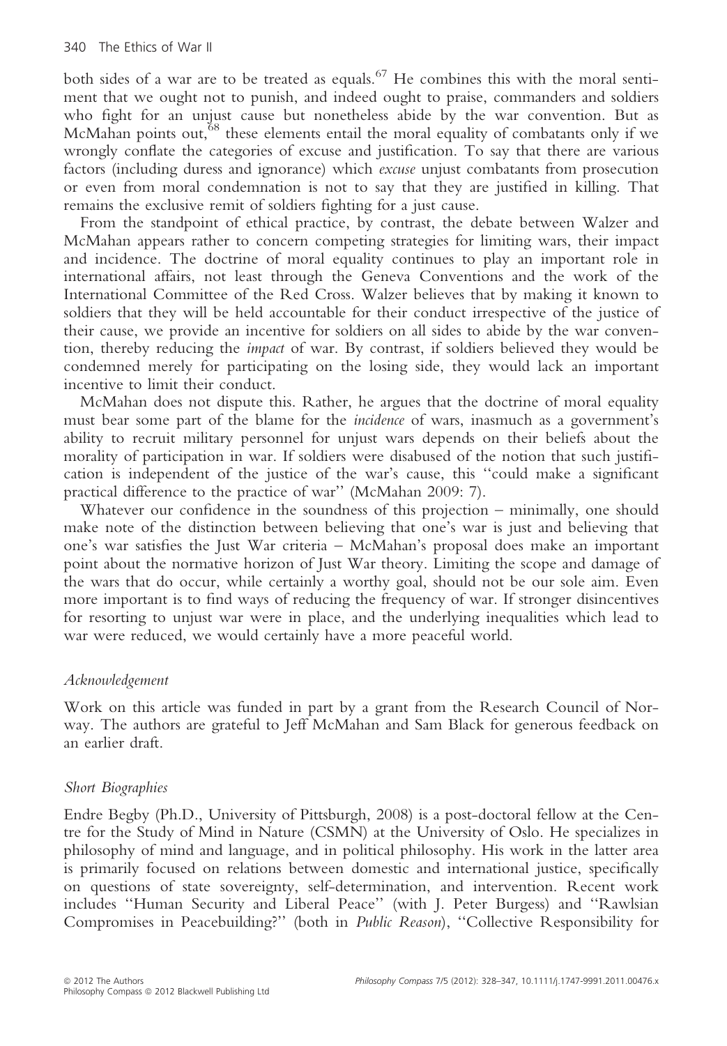both sides of a war are to be treated as equals.[67] He combines this with the moral sentiment that we ought not to punish, and indeed ought to praise, commanders and soldiers who fight for an unjust cause but nonetheless abide by the war convention. But as McMahan points out,[68] these elements entail the moral equality of combatants only if we wrongly conflate the categories of excuse and justification. To say that there are various factors (including duress and ignorance) which *excuse* unjust combatants from prosecution or even from moral condemnation is not to say that they are justified in killing. That remains the exclusive remit of soldiers fighting for a just cause.

From the standpoint of ethical practice, by contrast, the debate between Walzer and McMahan appears rather to concern competing strategies for limiting wars, their impact and incidence. The doctrine of moral equality continues to play an important role in international affairs, not least through the Geneva Conventions and the work of the International Committee of the Red Cross. Walzer believes that by making it known to soldiers that they will be held accountable for their conduct irrespective of the justice of their cause, we provide an incentive for soldiers on all sides to abide by the war convention, thereby reducing the *impact* of war. By contrast, if soldiers believed they would be condemned merely for participating on the losing side, they would lack an important incentive to limit their conduct.

McMahan does not dispute this. Rather, he argues that the doctrine of moral equality must bear some part of the blame for the *incidence* of wars, inasmuch as a government's ability to recruit military personnel for unjust wars depends on their beliefs about the morality of participation in war. If soldiers were disabused of the notion that such justification is independent of the justice of the war's cause, this ''could make a significant practical difference to the practice of war'' (McMahan 2009: 7).

Whatever our confidence in the soundness of this projection – minimally, one should make note of the distinction between believing that one's war is just and believing that one's war satisfies the Just War criteria – McMahan's proposal does make an important point about the normative horizon of Just War theory. Limiting the scope and damage of the wars that do occur, while certainly a worthy goal, should not be our sole aim. Even more important is to find ways of reducing the frequency of war. If stronger disincentives for resorting to unjust war were in place, and the underlying inequalities which lead to war were reduced, we would certainly have a more peaceful world.

### *Acknowledgement*

Work on this article was funded in part by a grant from the Research Council of Norway. The authors are grateful to Jeff McMahan and Sam Black for generous feedback on an earlier draft.

### *Short Biographies*

Endre Begby (Ph.D., University of Pittsburgh, 2008) is a post-doctoral fellow at the Centre for the Study of Mind in Nature (CSMN) at the University of Oslo. He specializes in philosophy of mind and language, and in political philosophy. His work in the latter area is primarily focused on relations between domestic and international justice, specifically on questions of state sovereignty, self-determination, and intervention. Recent work includes ''Human Security and Liberal Peace'' (with J. Peter Burgess) and ''Rawlsian Compromises in Peacebuilding?'' (both in *Public Reason*), ''Collective Responsibility for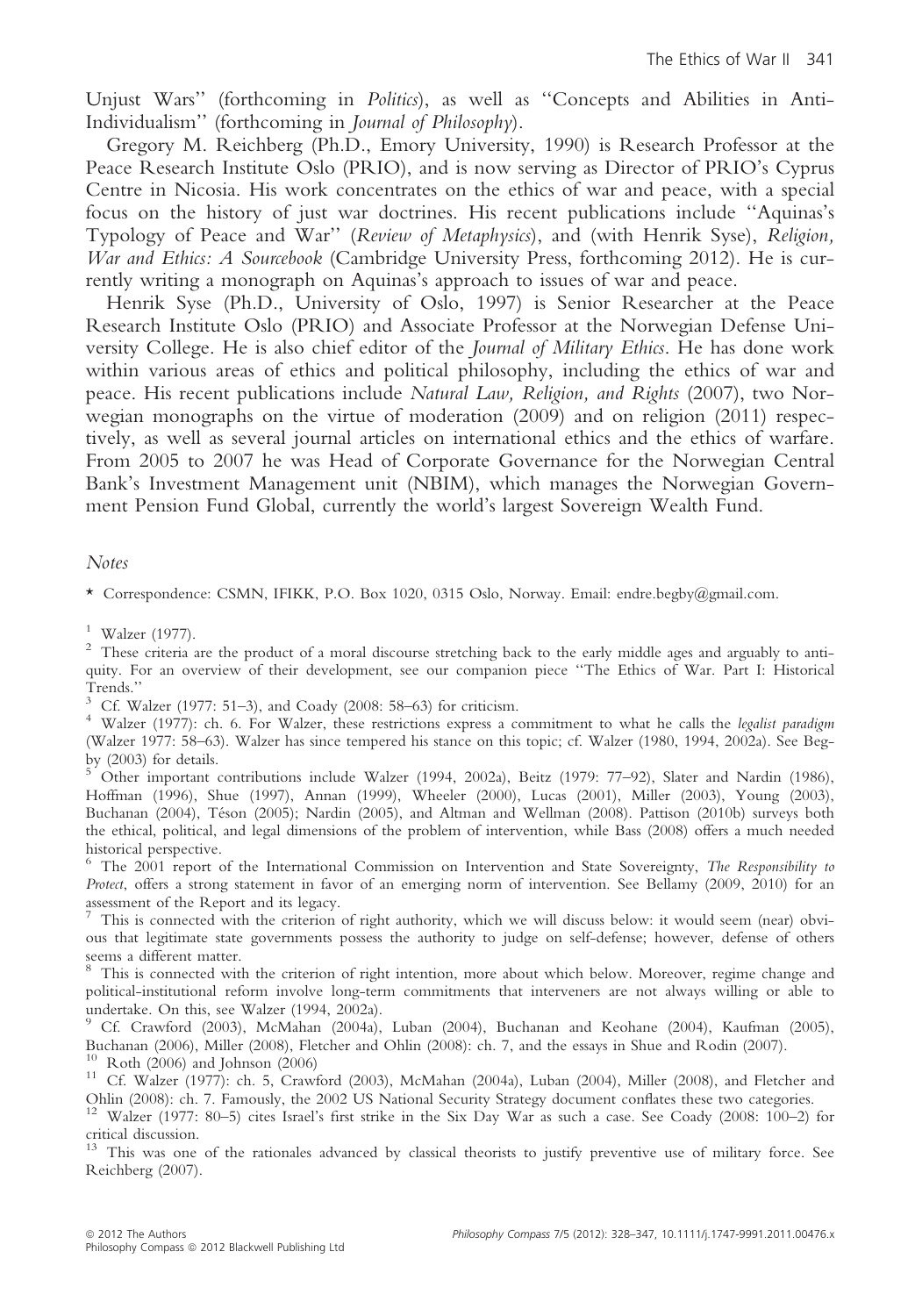Unjust Wars'' (forthcoming in *Politics*), as well as ''Concepts and Abilities in Anti-Individualism'' (forthcoming in *Journal of Philosophy*).

Gregory M. Reichberg (Ph.D., Emory University, 1990) is Research Professor at the Peace Research Institute Oslo (PRIO), and is now serving as Director of PRIO's Cyprus Centre in Nicosia. His work concentrates on the ethics of war and peace, with a special focus on the history of just war doctrines. His recent publications include ''Aquinas's Typology of Peace and War'' (*Review of Metaphysics*), and (with Henrik Syse), *Religion, War and Ethics: A Sourcebook* (Cambridge University Press, forthcoming 2012). He is currently writing a monograph on Aquinas's approach to issues of war and peace.

Henrik Syse (Ph.D., University of Oslo, 1997) is Senior Researcher at the Peace Research Institute Oslo (PRIO) and Associate Professor at the Norwegian Defense University College. He is also chief editor of the *Journal of Military Ethics*. He has done work within various areas of ethics and political philosophy, including the ethics of war and peace. His recent publications include *Natural Law, Religion, and Rights* (2007), two Norwegian monographs on the virtue of moderation (2009) and on religion (2011) respectively, as well as several journal articles on international ethics and the ethics of warfare. From 2005 to 2007 he was Head of Corporate Governance for the Norwegian Central Bank's Investment Management unit (NBIM), which manages the Norwegian Government Pension Fund Global, currently the world's largest Sovereign Wealth Fund.

*Notes*

\* Correspondence: CSMN, IFIKK, P.O. Box 1020, 0315 Oslo, Norway. Email: endre.begby@gmail.com.

[1] Walzer (1977).

[2] These criteria are the product of a moral discourse stretching back to the early middle ages and arguably to antiquity. For an overview of their development, see our companion piece ''The Ethics of War. Part I: Historical Trends.''

[3] Cf. Walzer (1977: 51–3), and Coady (2008: 58–63) for criticism.

[4] Walzer (1977): ch. 6. For Walzer, these restrictions express a commitment to what he calls the *legalist paradigm* (Walzer 1977: 58–63). Walzer has since tempered his stance on this topic; cf. Walzer (1980, 1994, 2002a). See Begby (2003) for details.

[5] Other important contributions include Walzer (1994, 2002a), Beitz (1979: 77–92), Slater and Nardin (1986), Hoffman (1996), Shue (1997), Annan (1999), Wheeler (2000), Lucas (2001), Miller (2003), Young (2003), Buchanan (2004), Téson (2005); Nardin (2005), and Altman and Wellman (2008). Pattison (2010b) surveys both the ethical, political, and legal dimensions of the problem of intervention, while Bass (2008) offers a much needed historical perspective.

[6] The 2001 report of the International Commission on Intervention and State Sovereignty, *The Responsibility to Protect*, offers a strong statement in favor of an emerging norm of intervention. See Bellamy (2009, 2010) for an assessment of the Report and its legacy.

[7] This is connected with the criterion of right authority, which we will discuss below: it would seem (near) obvious that legitimate state governments possess the authority to judge on self-defense; however, defense of others seems a different matter.

[8] This is connected with the criterion of right intention, more about which below. Moreover, regime change and political-institutional reform involve long-term commitments that interveners are not always willing or able to undertake. On this, see Walzer (1994, 2002a).

[9] Cf. Crawford (2003), McMahan (2004a), Luban (2004), Buchanan and Keohane (2004), Kaufman (2005), Buchanan (2006), Miller (2008), Fletcher and Ohlin (2008): ch. 7, and the essays in Shue and Rodin (2007).

[10] Roth (2006) and Johnson (2006)

[11] Cf. Walzer (1977): ch. 5, Crawford (2003), McMahan (2004a), Luban (2004), Miller (2008), and Fletcher and Ohlin (2008): ch. 7. Famously, the 2002 US National Security Strategy document conflates these two categories.

[12] Walzer (1977: 80–5) cites Israel's first strike in the Six Day War as such a case. See Coady (2008: 100–2) for critical discussion.

[13] This was one of the rationales advanced by classical theorists to justify preventive use of military force. See Reichberg (2007).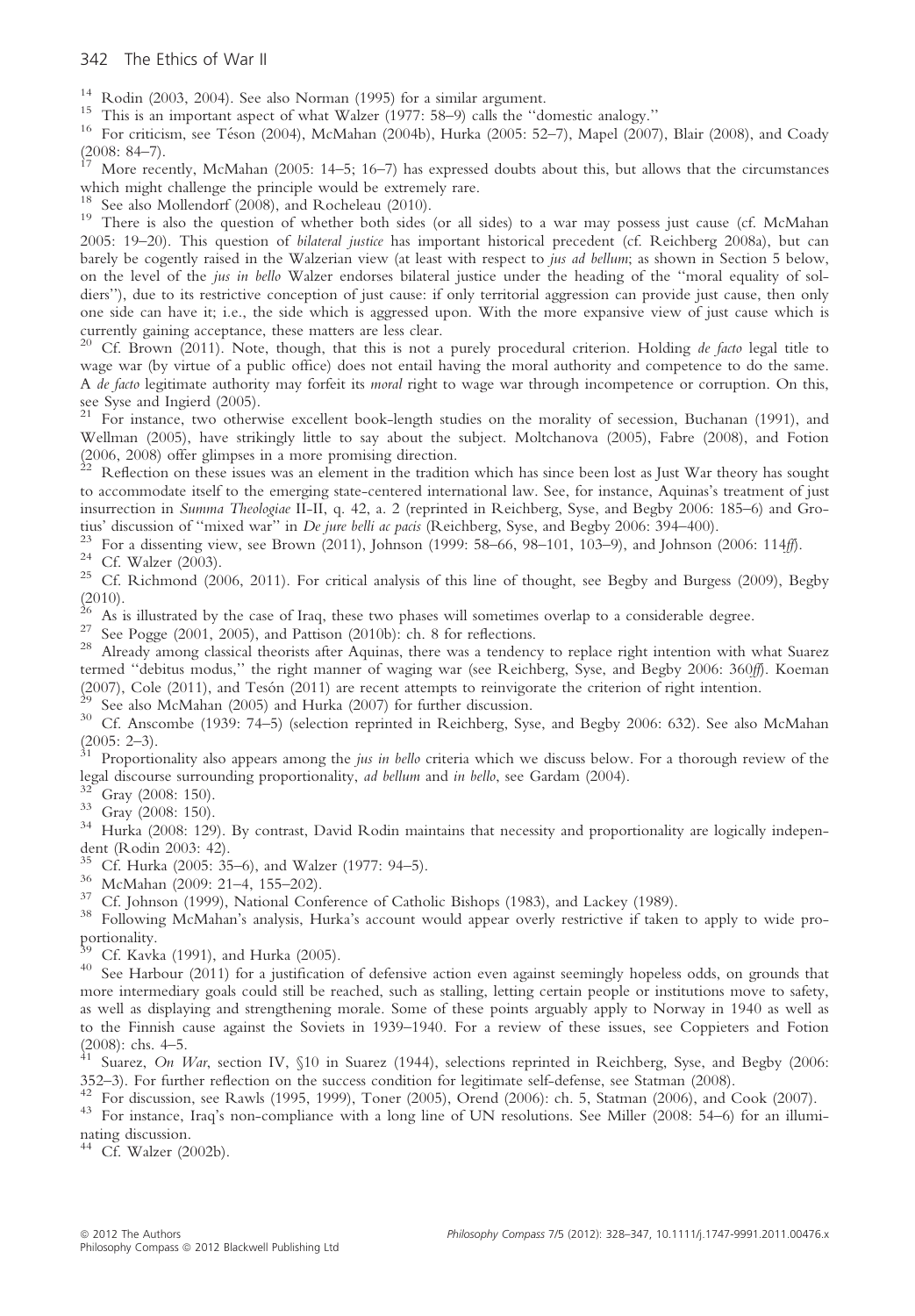[14] Rodin (2003, 2004). See also Norman (1995) for a similar argument.

[15] This is an important aspect of what Walzer (1977: 58–9) calls the ''domestic analogy.''

[16] For criticism, see Téson (2004), McMahan (2004b), Hurka (2005: 52–7), Mapel (2007), Blair (2008), and Coady (2008: 84–7).

[17] More recently, McMahan (2005: 14–5; 16–7) has expressed doubts about this, but allows that the circumstances which might challenge the principle would be extremely rare.

[18] See also Mollendorf (2008), and Rocheleau (2010).

[19] There is also the question of whether both sides (or all sides) to a war may possess just cause (cf. McMahan 2005: 19–20). This question of *bilateral justice* has important historical precedent (cf. Reichberg 2008a), but can barely be cogently raised in the Walzerian view (at least with respect to *jus ad bellum*; as shown in Section 5 below, on the level of the *jus in bello* Walzer endorses bilateral justice under the heading of the ''moral equality of soldiers''), due to its restrictive conception of just cause: if only territorial aggression can provide just cause, then only one side can have it; i.e., the side which is aggressed upon. With the more expansive view of just cause which is currently gaining acceptance, these matters are less clear.

[20] Cf. Brown (2011). Note, though, that this is not a purely procedural criterion. Holding *de facto* legal title to wage war (by virtue of a public office) does not entail having the moral authority and competence to do the same. A *de facto* legitimate authority may forfeit its *moral* right to wage war through incompetence or corruption. On this, see Syse and Ingierd (2005).

[21] For instance, two otherwise excellent book-length studies on the morality of secession, Buchanan (1991), and Wellman (2005), have strikingly little to say about the subject. Moltchanova (2005), Fabre (2008), and Fotion (2006, 2008) offer glimpses in a more promising direction.

[22] Reflection on these issues was an element in the tradition which has since been lost as Just War theory has sought to accommodate itself to the emerging state-centered international law. See, for instance, Aquinas's treatment of just insurrection in *Summa Theologiae* II-II, q. 42, a. 2 (reprinted in Reichberg, Syse, and Begby 2006: 185–6) and Grotius' discussion of ''mixed war'' in *De jure belli ac pacis* (Reichberg, Syse, and Begby 2006: 394–400).

[23] For a dissenting view, see Brown (2011), Johnson (1999: 58–66, 98–101, 103–9), and Johnson (2006: 114*ff*).

[24] Cf. Walzer (2003).

[25] Cf. Richmond (2006, 2011). For critical analysis of this line of thought, see Begby and Burgess (2009), Begby (2010).

[26] As is illustrated by the case of Iraq, these two phases will sometimes overlap to a considerable degree.

[27] See Pogge (2001, 2005), and Pattison (2010b): ch. 8 for reflections.

[28] Already among classical theorists after Aquinas, there was a tendency to replace right intention with what Suarez termed ''debitus modus,'' the right manner of waging war (see Reichberg, Syse, and Begby 2006: 360*ff*). Koeman (2007), Cole (2011), and Tesón (2011) are recent attempts to reinvigorate the criterion of right intention.

[29] See also McMahan (2005) and Hurka (2007) for further discussion.

[30] Cf. Anscombe (1939: 74–5) (selection reprinted in Reichberg, Syse, and Begby 2006: 632). See also McMahan (2005: 2–3).

[31] Proportionality also appears among the *jus in bello* criteria which we discuss below. For a thorough review of the legal discourse surrounding proportionality, *ad bellum* and *in bello*, see Gardam (2004).

[32] Gray (2008: 150).

[33] Gray (2008: 150).

[34] Hurka (2008: 129). By contrast, David Rodin maintains that necessity and proportionality are logically independent (Rodin 2003: 42).

[35] Cf. Hurka (2005: 35–6), and Walzer (1977: 94–5).

[36] McMahan (2009: 21–4, 155–202).

[37] Cf. Johnson (1999), National Conference of Catholic Bishops (1983), and Lackey (1989).

[38] Following McMahan's analysis, Hurka's account would appear overly restrictive if taken to apply to wide proportionality.

[39] Cf. Kavka (1991), and Hurka (2005).

[40] See Harbour (2011) for a justification of defensive action even against seemingly hopeless odds, on grounds that more intermediary goals could still be reached, such as stalling, letting certain people or institutions move to safety, as well as displaying and strengthening morale. Some of these points arguably apply to Norway in 1940 as well as to the Finnish cause against the Soviets in 1939–1940. For a review of these issues, see Coppieters and Fotion (2008): chs. 4–5.

[41] Suarez, *On War*, section IV, §10 in Suarez (1944), selections reprinted in Reichberg, Syse, and Begby (2006: 352–3). For further reflection on the success condition for legitimate self-defense, see Statman (2008).

[42] For discussion, see Rawls (1995, 1999), Toner (2005), Orend (2006): ch. 5, Statman (2006), and Cook (2007).

[43] For instance, Iraq's non-compliance with a long line of UN resolutions. See Miller (2008: 54–6) for an illuminating discussion.

[44] Cf. Walzer (2002b).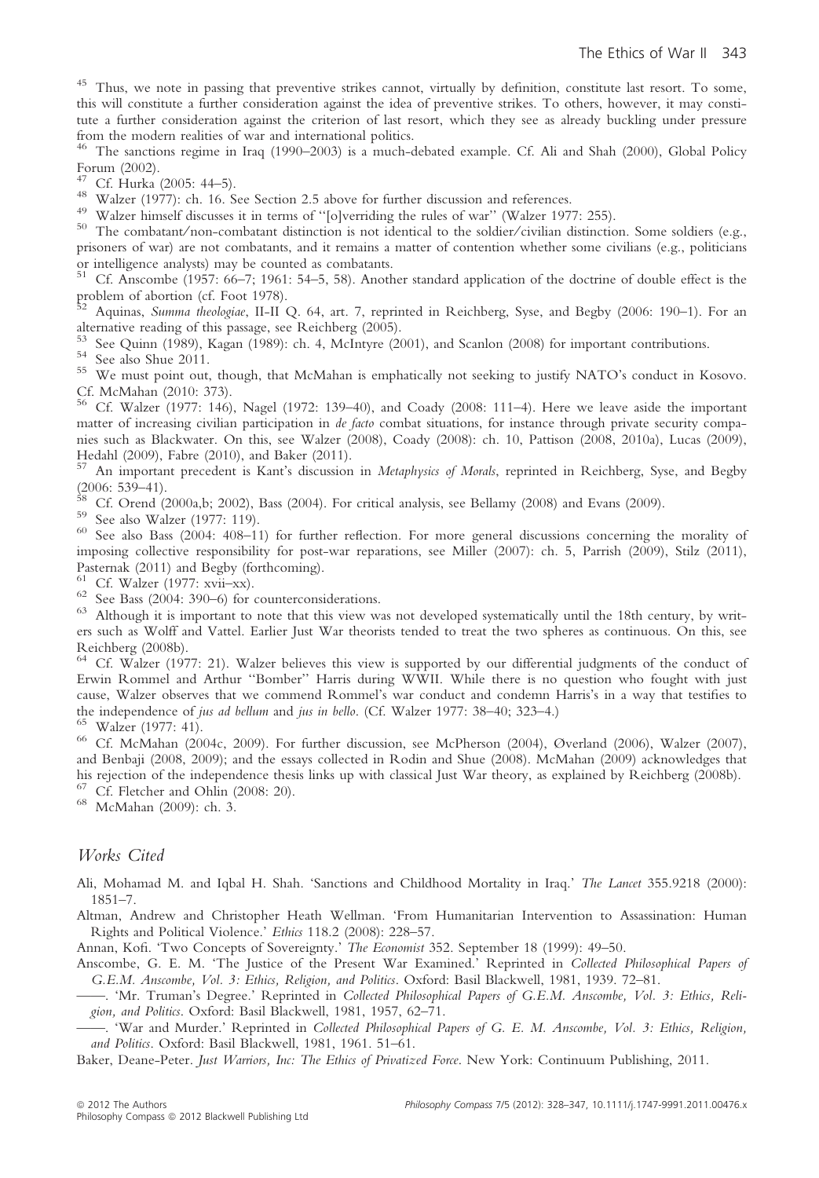[45] Thus, we note in passing that preventive strikes cannot, virtually by definition, constitute last resort. To some, this will constitute a further consideration against the idea of preventive strikes. To others, however, it may constitute a further consideration against the criterion of last resort, which they see as already buckling under pressure from the modern realities of war and international politics.

[46] The sanctions regime in Iraq (1990–2003) is a much-debated example. Cf. Ali and Shah (2000), Global Policy Forum (2002).

[47] Cf. Hurka (2005: 44–5).

[48] Walzer (1977): ch. 16. See Section 2.5 above for further discussion and references.

[49] Walzer himself discusses it in terms of "[o]verriding the rules of war" (Walzer 1977: 255).

[50] The combatant/non-combatant distinction is not identical to the soldier/civilian distinction. Some soldiers (e.g., prisoners of war) are not combatants, and it remains a matter of contention whether some civilians (e.g., politicians or intelligence analysts) may be counted as combatants.

[51] Cf. Anscombe (1957: 66–7; 1961: 54–5, 58). Another standard application of the doctrine of double effect is the problem of abortion (cf. Foot 1978).

[52] Aquinas, *Summa theologiae*, II-II Q. 64, art. 7, reprinted in Reichberg, Syse, and Begby (2006: 190–1). For an alternative reading of this passage, see Reichberg (2005).

[53] See Quinn (1989), Kagan (1989): ch. 4, McIntyre (2001), and Scanlon (2008) for important contributions.

[54] See also Shue 2011.

[55] We must point out, though, that McMahan is emphatically not seeking to justify NATO's conduct in Kosovo. Cf. McMahan (2010: 373).

[56] Cf. Walzer (1977: 146), Nagel (1972: 139–40), and Coady (2008: 111–4). Here we leave aside the important matter of increasing civilian participation in *de facto* combat situations, for instance through private security companies such as Blackwater. On this, see Walzer (2008), Coady (2008): ch. 10, Pattison (2008, 2010a), Lucas (2009), Hedahl (2009), Fabre (2010), and Baker (2011).

[57] An important precedent is Kant's discussion in *Metaphysics of Morals*, reprinted in Reichberg, Syse, and Begby (2006: 539–41).

[58] Cf. Orend (2000a,b; 2002), Bass (2004). For critical analysis, see Bellamy (2008) and Evans (2009).

[59] See also Walzer (1977: 119).

[60] See also Bass (2004: 408–11) for further reflection. For more general discussions concerning the morality of imposing collective responsibility for post-war reparations, see Miller (2007): ch. 5, Parrish (2009), Stilz (2011), Pasternak (2011) and Begby (forthcoming).

[61] Cf. Walzer (1977: xvii–xx).

[62] See Bass (2004: 390–6) for counterconsiderations.

[63] Although it is important to note that this view was not developed systematically until the 18th century, by writers such as Wolff and Vattel. Earlier Just War theorists tended to treat the two spheres as continuous. On this, see Reichberg (2008b).

[64] Cf. Walzer (1977: 21). Walzer believes this view is supported by our differential judgments of the conduct of Erwin Rommel and Arthur "Bomber" Harris during WWII. While there is no question who fought with just cause, Walzer observes that we commend Rommel's war conduct and condemn Harris's in a way that testifies to the independence of *jus ad bellum* and *jus in bello*. (Cf. Walzer 1977: 38–40; 323–4.)

[65] Walzer (1977: 41).

[66] Cf. McMahan (2004c, 2009). For further discussion, see McPherson (2004), Øverland (2006), Walzer (2007), and Benbaji (2008, 2009); and the essays collected in Rodin and Shue (2008). McMahan (2009) acknowledges that his rejection of the independence thesis links up with classical Just War theory, as explained by Reichberg (2008b).

[67] Cf. Fletcher and Ohlin (2008: 20).

[68] McMahan (2009): ch. 3.

## Works Cited

Ali, Mohamad M. and Iqbal H. Shah. 'Sanctions and Childhood Mortality in Iraq.' *The Lancet* 355.9218 (2000): 1851–7.

Altman, Andrew and Christopher Heath Wellman. 'From Humanitarian Intervention to Assassination: Human Rights and Political Violence.' *Ethics* 118.2 (2008): 228–57.

Annan, Kofi. 'Two Concepts of Sovereignty.' *The Economist* 352. September 18 (1999): 49–50.

Anscombe, G. E. M. 'The Justice of the Present War Examined.' Reprinted in *Collected Philosophical Papers of G.E.M. Anscombe, Vol. 3: Ethics, Religion, and Politics*. Oxford: Basil Blackwell, 1981, 1939. 72–81.

——. 'Mr. Truman's Degree.' Reprinted in *Collected Philosophical Papers of G.E.M. Anscombe, Vol. 3: Ethics, Religion, and Politics*. Oxford: Basil Blackwell, 1981, 1957, 62–71.

——. 'War and Murder.' Reprinted in *Collected Philosophical Papers of G. E. M. Anscombe, Vol. 3: Ethics, Religion, and Politics*. Oxford: Basil Blackwell, 1981, 1961. 51–61.

Baker, Deane-Peter. *Just Warriors, Inc: The Ethics of Privatized Force*. New York: Continuum Publishing, 2011.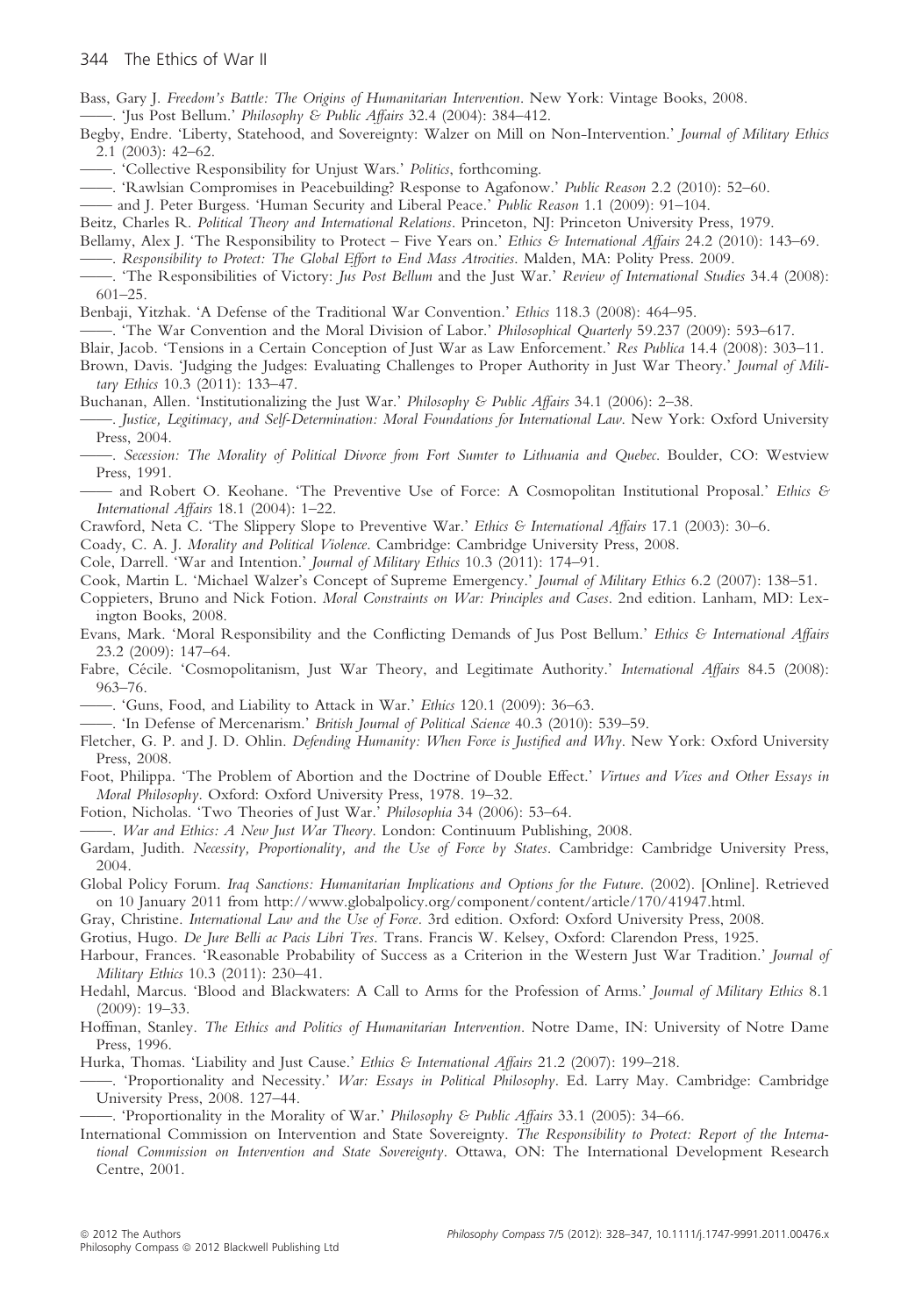Bass, Gary J. *Freedom's Battle: The Origins of Humanitarian Intervention*. New York: Vintage Books, 2008.

——. 'Jus Post Bellum.' *Philosophy & Public Affairs* 32.4 (2004): 384–412.

Begby, Endre. 'Liberty, Statehood, and Sovereignty: Walzer on Mill on Non-Intervention.' *Journal of Military Ethics* 2.1 (2003): 42–62.

——. 'Collective Responsibility for Unjust Wars.' *Politics*, forthcoming.

——. 'Rawlsian Compromises in Peacebuilding? Response to Agafonow.' *Public Reason* 2.2 (2010): 52–60.

—— and J. Peter Burgess. 'Human Security and Liberal Peace.' *Public Reason* 1.1 (2009): 91–104.

Beitz, Charles R. *Political Theory and International Relations*. Princeton, NJ: Princeton University Press, 1979.

Bellamy, Alex J. 'The Responsibility to Protect – Five Years on.' *Ethics & International Affairs* 24.2 (2010): 143–69.

——. *Responsibility to Protect: The Global Effort to End Mass Atrocities*. Malden, MA: Polity Press. 2009.

——. 'The Responsibilities of Victory: *Jus Post Bellum* and the Just War.' *Review of International Studies* 34.4 (2008): 601–25.

Benbaji, Yitzhak. 'A Defense of the Traditional War Convention.' *Ethics* 118.3 (2008): 464–95.

——. 'The War Convention and the Moral Division of Labor.' *Philosophical Quarterly* 59.237 (2009): 593–617.

Blair, Jacob. 'Tensions in a Certain Conception of Just War as Law Enforcement.' *Res Publica* 14.4 (2008): 303–11.

Brown, Davis. 'Judging the Judges: Evaluating Challenges to Proper Authority in Just War Theory.' *Journal of Military Ethics* 10.3 (2011): 133–47.

Buchanan, Allen. 'Institutionalizing the Just War.' *Philosophy & Public Affairs* 34.1 (2006): 2–38.

——. *Justice, Legitimacy, and Self-Determination: Moral Foundations for International Law*. New York: Oxford University Press, 2004.

——. *Secession: The Morality of Political Divorce from Fort Sumter to Lithuania and Quebec*. Boulder, CO: Westview Press, 1991.

—— and Robert O. Keohane. 'The Preventive Use of Force: A Cosmopolitan Institutional Proposal.' *Ethics & International Affairs* 18.1 (2004): 1–22.

Crawford, Neta C. 'The Slippery Slope to Preventive War.' *Ethics & International Affairs* 17.1 (2003): 30–6.

Coady, C. A. J. *Morality and Political Violence*. Cambridge: Cambridge University Press, 2008.

Cole, Darrell. 'War and Intention.' *Journal of Military Ethics* 10.3 (2011): 174–91.

Cook, Martin L. 'Michael Walzer's Concept of Supreme Emergency.' *Journal of Military Ethics* 6.2 (2007): 138–51.

Coppieters, Bruno and Nick Fotion. *Moral Constraints on War: Principles and Cases*. 2nd edition. Lanham, MD: Lexington Books, 2008.

Evans, Mark. 'Moral Responsibility and the Conflicting Demands of Jus Post Bellum.' *Ethics & International Affairs* 23.2 (2009): 147–64.

Fabre, Cécile. 'Cosmopolitanism, Just War Theory, and Legitimate Authority.' *International Affairs* 84.5 (2008): 963–76.

——. 'Guns, Food, and Liability to Attack in War.' *Ethics* 120.1 (2009): 36–63.

——. 'In Defense of Mercenarism.' *British Journal of Political Science* 40.3 (2010): 539–59.

Fletcher, G. P. and J. D. Ohlin. *Defending Humanity: When Force is Justified and Why*. New York: Oxford University Press, 2008.

Foot, Philippa. 'The Problem of Abortion and the Doctrine of Double Effect.' *Virtues and Vices and Other Essays in Moral Philosophy*. Oxford: Oxford University Press, 1978. 19–32.

Fotion, Nicholas. 'Two Theories of Just War.' *Philosophia* 34 (2006): 53–64.

——. *War and Ethics: A New Just War Theory*. London: Continuum Publishing, 2008.

Gardam, Judith. *Necessity, Proportionality, and the Use of Force by States*. Cambridge: Cambridge University Press, 2004.

Global Policy Forum. *Iraq Sanctions: Humanitarian Implications and Options for the Future*. (2002). [Online]. Retrieved on 10 January 2011 from http://www.globalpolicy.org/component/content/article/170/41947.html.

Gray, Christine. *International Law and the Use of Force*. 3rd edition. Oxford: Oxford University Press, 2008.

Grotius, Hugo. *De Jure Belli ac Pacis Libri Tres*. Trans. Francis W. Kelsey, Oxford: Clarendon Press, 1925.

Harbour, Frances. 'Reasonable Probability of Success as a Criterion in the Western Just War Tradition.' *Journal of Military Ethics* 10.3 (2011): 230–41.

Hedahl, Marcus. 'Blood and Blackwaters: A Call to Arms for the Profession of Arms.' *Journal of Military Ethics* 8.1 (2009): 19–33.

Hoffman, Stanley. *The Ethics and Politics of Humanitarian Intervention*. Notre Dame, IN: University of Notre Dame Press, 1996.

Hurka, Thomas. 'Liability and Just Cause.' *Ethics & International Affairs* 21.2 (2007): 199–218.

——. 'Proportionality and Necessity.' *War: Essays in Political Philosophy*. Ed. Larry May. Cambridge: Cambridge University Press, 2008. 127–44.

——. 'Proportionality in the Morality of War.' *Philosophy & Public Affairs* 33.1 (2005): 34–66.

International Commission on Intervention and State Sovereignty. *The Responsibility to Protect: Report of the International Commission on Intervention and State Sovereignty*. Ottawa, ON: The International Development Research Centre, 2001.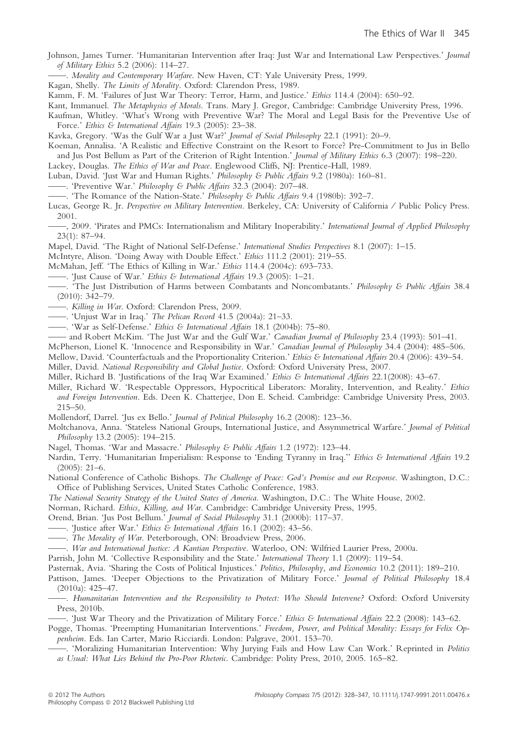Johnson, James Turner. 'Humanitarian Intervention after Iraq: Just War and International Law Perspectives.' *Journal of Military Ethics* 5.2 (2006): 114–27.

——. *Morality and Contemporary Warfare*. New Haven, CT: Yale University Press, 1999.

Kagan, Shelly. *The Limits of Morality*. Oxford: Clarendon Press, 1989.

Kamm, F. M. 'Failures of Just War Theory: Terror, Harm, and Justice.' *Ethics* 114.4 (2004): 650–92.

Kant, Immanuel. *The Metaphysics of Morals*. Trans. Mary J. Gregor, Cambridge: Cambridge University Press, 1996.

Kaufman, Whitley. 'What's Wrong with Preventive War? The Moral and Legal Basis for the Preventive Use of Force.' *Ethics & International Affairs* 19.3 (2005): 23–38.

Kavka, Gregory. 'Was the Gulf War a Just War?' *Journal of Social Philosophy* 22.1 (1991): 20–9.

Koeman, Annalisa. 'A Realistic and Effective Constraint on the Resort to Force? Pre-Commitment to Jus in Bello and Jus Post Bellum as Part of the Criterion of Right Intention.' *Journal of Military Ethics* 6.3 (2007): 198–220.

Lackey, Douglas. *The Ethics of War and Peace*. Englewood Cliffs, NJ: Prentice-Hall, 1989.

Luban, David. 'Just War and Human Rights.' *Philosophy & Public Affairs* 9.2 (1980a): 160–81.

——. 'Preventive War.' *Philosophy & Public Affairs* 32.3 (2004): 207–48.

——. 'The Romance of the Nation-State.' *Philosophy & Public Affairs* 9.4 (1980b): 392–7.

Lucas, George R. Jr. *Perspective on Military Intervention*. Berkeley, CA: University of California / Public Policy Press. 2001.

——, 2009. 'Pirates and PMCs: Internationalism and Military Inoperability.' *International Journal of Applied Philosophy* 23(1): 87–94.

Mapel, David. 'The Right of National Self-Defense.' *International Studies Perspectives* 8.1 (2007): 1–15.

McIntyre, Alison. 'Doing Away with Double Effect.' *Ethics* 111.2 (2001): 219–55.

McMahan, Jeff. 'The Ethics of Killing in War.' *Ethics* 114.4 (2004c): 693–733.

——. 'Just Cause of War.' *Ethics & International Affairs* 19.3 (2005): 1–21.

——. 'The Just Distribution of Harms between Combatants and Noncombatants.' *Philosophy & Public Affairs* 38.4 (2010): 342–79.

——. *Killing in War*. Oxford: Clarendon Press, 2009.

——. 'Unjust War in Iraq.' *The Pelican Record* 41.5 (2004a): 21–33.

——. 'War as Self-Defense.' *Ethics & International Affairs* 18.1 (2004b): 75–80.

—— and Robert McKim. 'The Just War and the Gulf War.' *Canadian Journal of Philosophy* 23.4 (1993): 501–41.

McPherson, Lionel K. 'Innocence and Responsibility in War.' *Canadian Journal of Philosophy* 34.4 (2004): 485–506.

Mellow, David. 'Counterfactuals and the Proportionality Criterion.' *Ethics & International Affairs* 20.4 (2006): 439–54.

Miller, David. *National Responsibility and Global Justice*. Oxford: Oxford University Press, 2007.

Miller, Richard B. 'Justifications of the Iraq War Examined.' *Ethics & International Affairs* 22.1(2008): 43–67.

Miller, Richard W. 'Respectable Oppressors, Hypocritical Liberators: Morality, Intervention, and Reality.' *Ethics and Foreign Intervention*. Eds. Deen K. Chatterjee, Don E. Scheid. Cambridge: Cambridge University Press, 2003. 215–50.

Mollendorf, Darrel. 'Jus ex Bello.' *Journal of Political Philosophy* 16.2 (2008): 123–36.

Moltchanova, Anna. 'Stateless National Groups, International Justice, and Assymmetrical Warfare.' *Journal of Political Philosophy* 13.2 (2005): 194–215.

Nagel, Thomas. 'War and Massacre.' *Philosophy & Public Affairs* 1.2 (1972): 123–44.

Nardin, Terry. 'Humanitarian Imperialism: Response to 'Ending Tyranny in Iraq.'' *Ethics & International Affairs* 19.2 (2005): 21–6.

National Conference of Catholic Bishops. *The Challenge of Peace: God's Promise and our Response*. Washington, D.C.: Office of Publishing Services, United States Catholic Conference, 1983.

*The National Security Strategy of the United States of America*. Washington, D.C.: The White House, 2002.

Norman, Richard. *Ethics, Killing, and War*. Cambridge: Cambridge University Press, 1995.

Orend, Brian. 'Jus Post Bellum.' *Journal of Social Philosophy* 31.1 (2000b): 117–37.

——. 'Justice after War.' *Ethics & International Affairs* 16.1 (2002): 43–56.

——. *The Morality of War*. Peterborough, ON: Broadview Press, 2006.

——. *War and International Justice: A Kantian Perspective*. Waterloo, ON: Wilfried Laurier Press, 2000a.

Parrish, John M. 'Collective Responsibility and the State.' *International Theory* 1.1 (2009): 119–54.

Pasternak, Avia. 'Sharing the Costs of Political Injustices.' *Politics, Philosophy, and Economics* 10.2 (2011): 189–210.

Pattison, James. 'Deeper Objections to the Privatization of Military Force.' *Journal of Political Philosophy* 18.4 (2010a): 425–47.

——. *Humanitarian Intervention and the Responsibility to Protect: Who Should Intervene?* Oxford: Oxford University Press, 2010b.

——. 'Just War Theory and the Privatization of Military Force.' *Ethics & International Affairs* 22.2 (2008): 143–62.

Pogge, Thomas. 'Preempting Humanitarian Interventions.' *Freedom, Power, and Political Morality: Essays for Felix Oppenheim*. Eds. Ian Carter, Mario Ricciardi. London: Palgrave, 2001. 153–70.

——. 'Moralizing Humanitarian Intervention: Why Jurying Fails and How Law Can Work.' Reprinted in *Politics as Usual: What Lies Behind the Pro-Poor Rhetoric*. Cambridge: Polity Press, 2010, 2005. 165–82.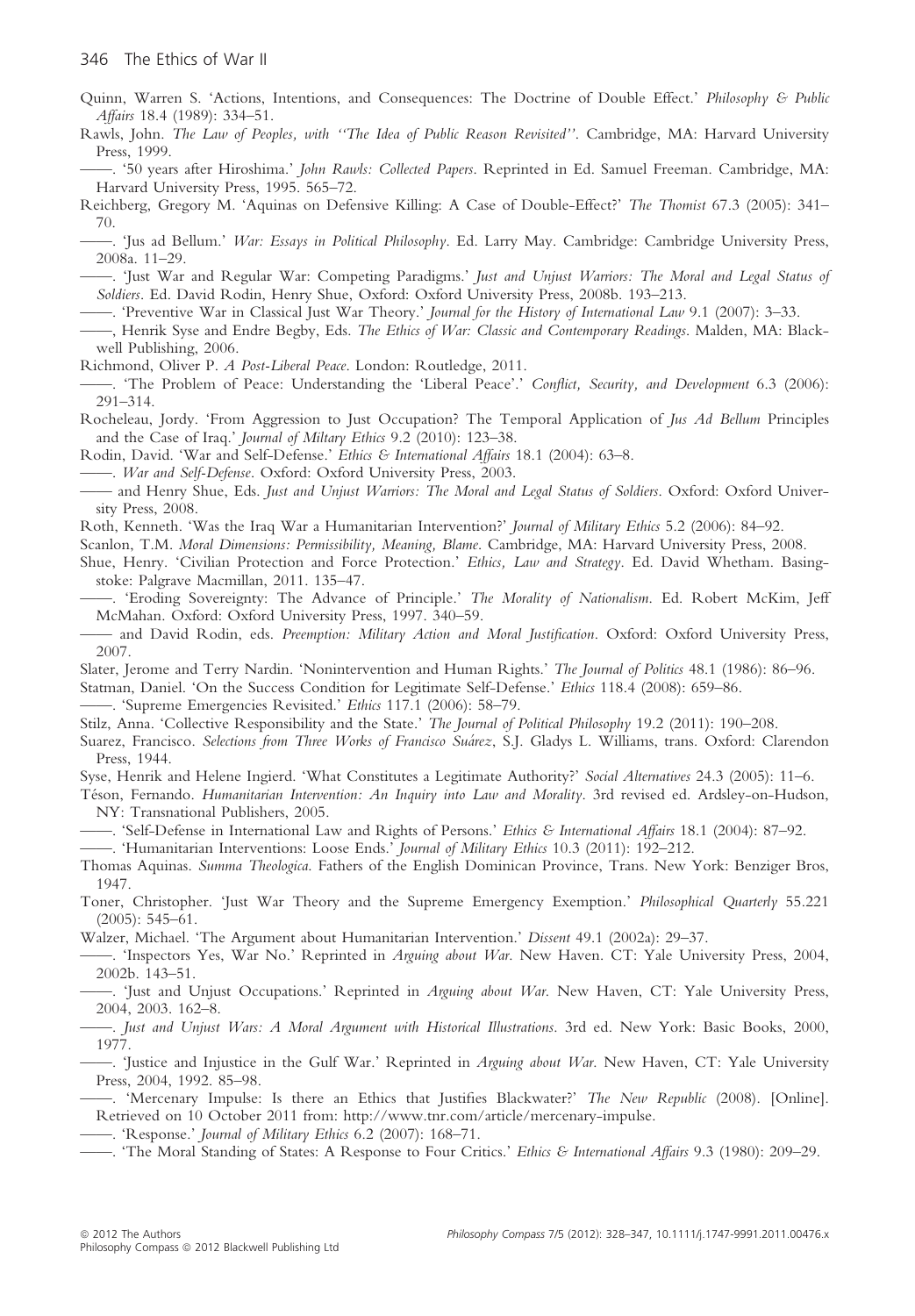Quinn, Warren S. 'Actions, Intentions, and Consequences: The Doctrine of Double Effect.' *Philosophy & Public Affairs* 18.4 (1989): 334–51.

Rawls, John. *The Law of Peoples, with "The Idea of Public Reason Revisited"*. Cambridge, MA: Harvard University Press, 1999.

——. '50 years after Hiroshima.' *John Rawls: Collected Papers*. Reprinted in Ed. Samuel Freeman. Cambridge, MA: Harvard University Press, 1995. 565–72.

Reichberg, Gregory M. 'Aquinas on Defensive Killing: A Case of Double-Effect?' *The Thomist* 67.3 (2005): 341–70.

——. 'Jus ad Bellum.' *War: Essays in Political Philosophy*. Ed. Larry May. Cambridge: Cambridge University Press, 2008a. 11–29.

——. 'Just War and Regular War: Competing Paradigms.' *Just and Unjust Warriors: The Moral and Legal Status of Soldiers*. Ed. David Rodin, Henry Shue, Oxford: Oxford University Press, 2008b. 193–213.

——. 'Preventive War in Classical Just War Theory.' *Journal for the History of International Law* 9.1 (2007): 3–33.

——, Henrik Syse and Endre Begby, Eds. *The Ethics of War: Classic and Contemporary Readings*. Malden, MA: Blackwell Publishing, 2006.

Richmond, Oliver P. *A Post-Liberal Peace*. London: Routledge, 2011.

——. 'The Problem of Peace: Understanding the 'Liberal Peace'.' *Conflict, Security, and Development* 6.3 (2006): 291–314.

Rocheleau, Jordy. 'From Aggression to Just Occupation? The Temporal Application of *Jus Ad Bellum* Principles and the Case of Iraq.' *Journal of Miltary Ethics* 9.2 (2010): 123–38.

Rodin, David. 'War and Self-Defense.' *Ethics & International Affairs* 18.1 (2004): 63–8.

——. *War and Self-Defense*. Oxford: Oxford University Press, 2003.

—— and Henry Shue, Eds. *Just and Unjust Warriors: The Moral and Legal Status of Soldiers*. Oxford: Oxford University Press, 2008.

Roth, Kenneth. 'Was the Iraq War a Humanitarian Intervention?' *Journal of Military Ethics* 5.2 (2006): 84–92.

Scanlon, T.M. *Moral Dimensions: Permissibility, Meaning, Blame*. Cambridge, MA: Harvard University Press, 2008.

Shue, Henry. 'Civilian Protection and Force Protection.' *Ethics, Law and Strategy*. Ed. David Whetham. Basingstoke: Palgrave Macmillan, 2011. 135–47.

——. 'Eroding Sovereignty: The Advance of Principle.' *The Morality of Nationalism*. Ed. Robert McKim, Jeff McMahan. Oxford: Oxford University Press, 1997. 340–59.

—— and David Rodin, eds. *Preemption: Military Action and Moral Justification*. Oxford: Oxford University Press, 2007.

Slater, Jerome and Terry Nardin. 'Nonintervention and Human Rights.' *The Journal of Politics* 48.1 (1986): 86–96.

Statman, Daniel. 'On the Success Condition for Legitimate Self-Defense.' *Ethics* 118.4 (2008): 659–86.

——. 'Supreme Emergencies Revisited.' *Ethics* 117.1 (2006): 58–79.

Stilz, Anna. 'Collective Responsibility and the State.' *The Journal of Political Philosophy* 19.2 (2011): 190–208.

Suarez, Francisco. *Selections from Three Works of Francisco Suárez*, S.J. Gladys L. Williams, trans. Oxford: Clarendon Press, 1944.

Syse, Henrik and Helene Ingierd. 'What Constitutes a Legitimate Authority?' *Social Alternatives* 24.3 (2005): 11–6.

Téson, Fernando. *Humanitarian Intervention: An Inquiry into Law and Morality*. 3rd revised ed. Ardsley-on-Hudson, NY: Transnational Publishers, 2005.

——. 'Self-Defense in International Law and Rights of Persons.' *Ethics & International Affairs* 18.1 (2004): 87–92.

——. 'Humanitarian Interventions: Loose Ends.' *Journal of Military Ethics* 10.3 (2011): 192–212.

Thomas Aquinas. *Summa Theologica*. Fathers of the English Dominican Province, Trans. New York: Benziger Bros, 1947.

Toner, Christopher. 'Just War Theory and the Supreme Emergency Exemption.' *Philosophical Quarterly* 55.221 (2005): 545–61.

Walzer, Michael. 'The Argument about Humanitarian Intervention.' *Dissent* 49.1 (2002a): 29–37.

——. 'Inspectors Yes, War No.' Reprinted in *Arguing about War*. New Haven. CT: Yale University Press, 2004, 2002b. 143–51.

——. 'Just and Unjust Occupations.' Reprinted in *Arguing about War*. New Haven, CT: Yale University Press, 2004, 2003. 162–8.

——. *Just and Unjust Wars: A Moral Argument with Historical Illustrations*. 3rd ed. New York: Basic Books, 2000, 1977.

——. 'Justice and Injustice in the Gulf War.' Reprinted in *Arguing about War*. New Haven, CT: Yale University Press, 2004, 1992. 85–98.

——. 'Mercenary Impulse: Is there an Ethics that Justifies Blackwater?' *The New Republic* (2008). [Online]. Retrieved on 10 October 2011 from: http://www.tnr.com/article/mercenary-impulse.

——. 'Response.' *Journal of Military Ethics* 6.2 (2007): 168–71.

——. 'The Moral Standing of States: A Response to Four Critics.' *Ethics & International Affairs* 9.3 (1980): 209–29.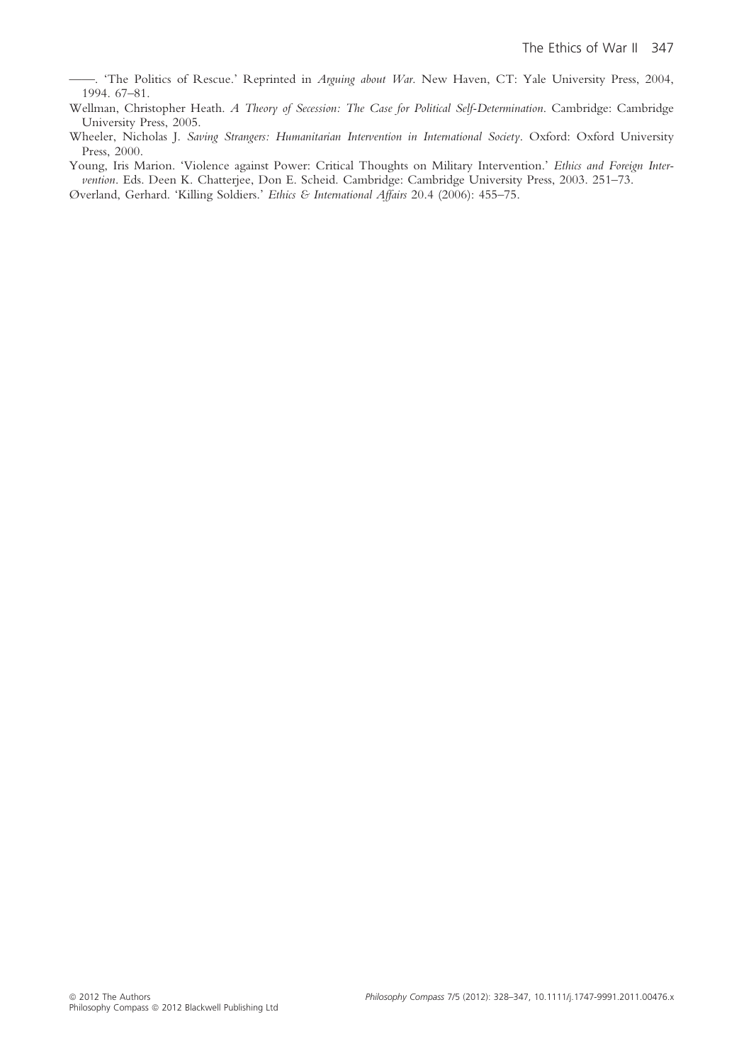——. 'The Politics of Rescue.' Reprinted in *Arguing about War*. New Haven, CT: Yale University Press, 2004, 1994. 67–81.

Wellman, Christopher Heath. *A Theory of Secession: The Case for Political Self-Determination*. Cambridge: Cambridge University Press, 2005.

Wheeler, Nicholas J. *Saving Strangers: Humanitarian Intervention in International Society*. Oxford: Oxford University Press, 2000.

Young, Iris Marion. 'Violence against Power: Critical Thoughts on Military Intervention.' *Ethics and Foreign Intervention*. Eds. Deen K. Chatterjee, Don E. Scheid. Cambridge: Cambridge University Press, 2003. 251–73.

Øverland, Gerhard. 'Killing Soldiers.' *Ethics & International Affairs* 20.4 (2006): 455–75.